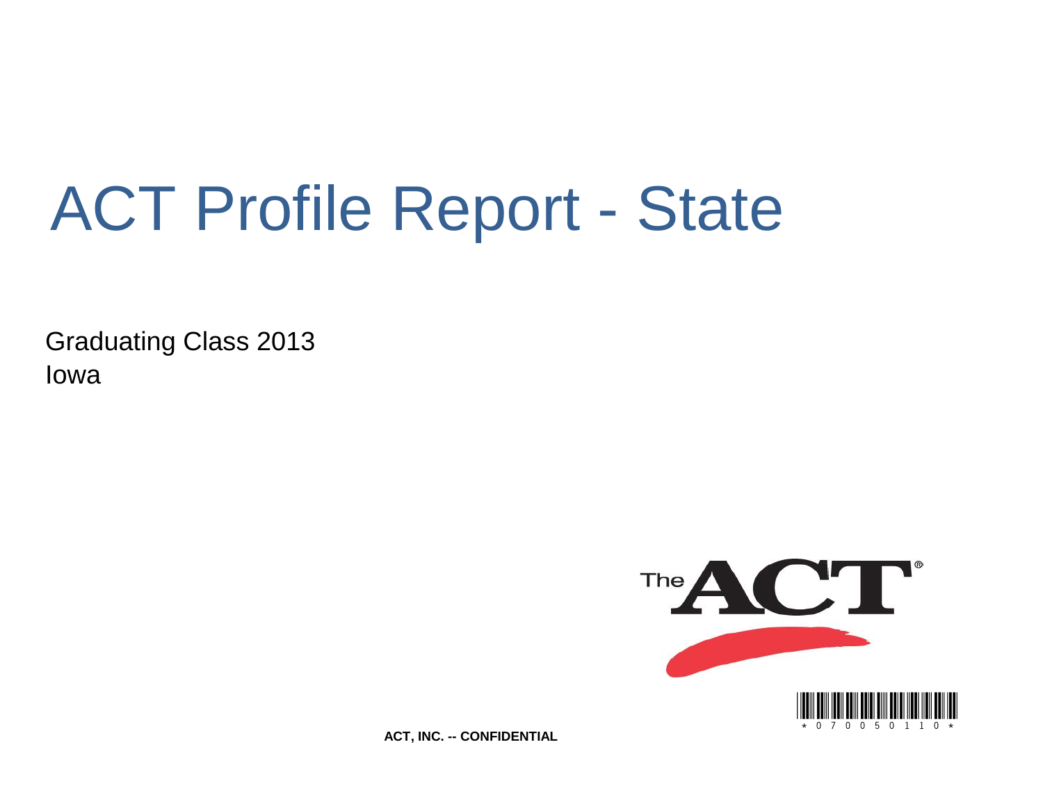# ACT Profile Report - State

Graduating Class 2013
Iowa

ACT, INC. -- CONFIDENTIAL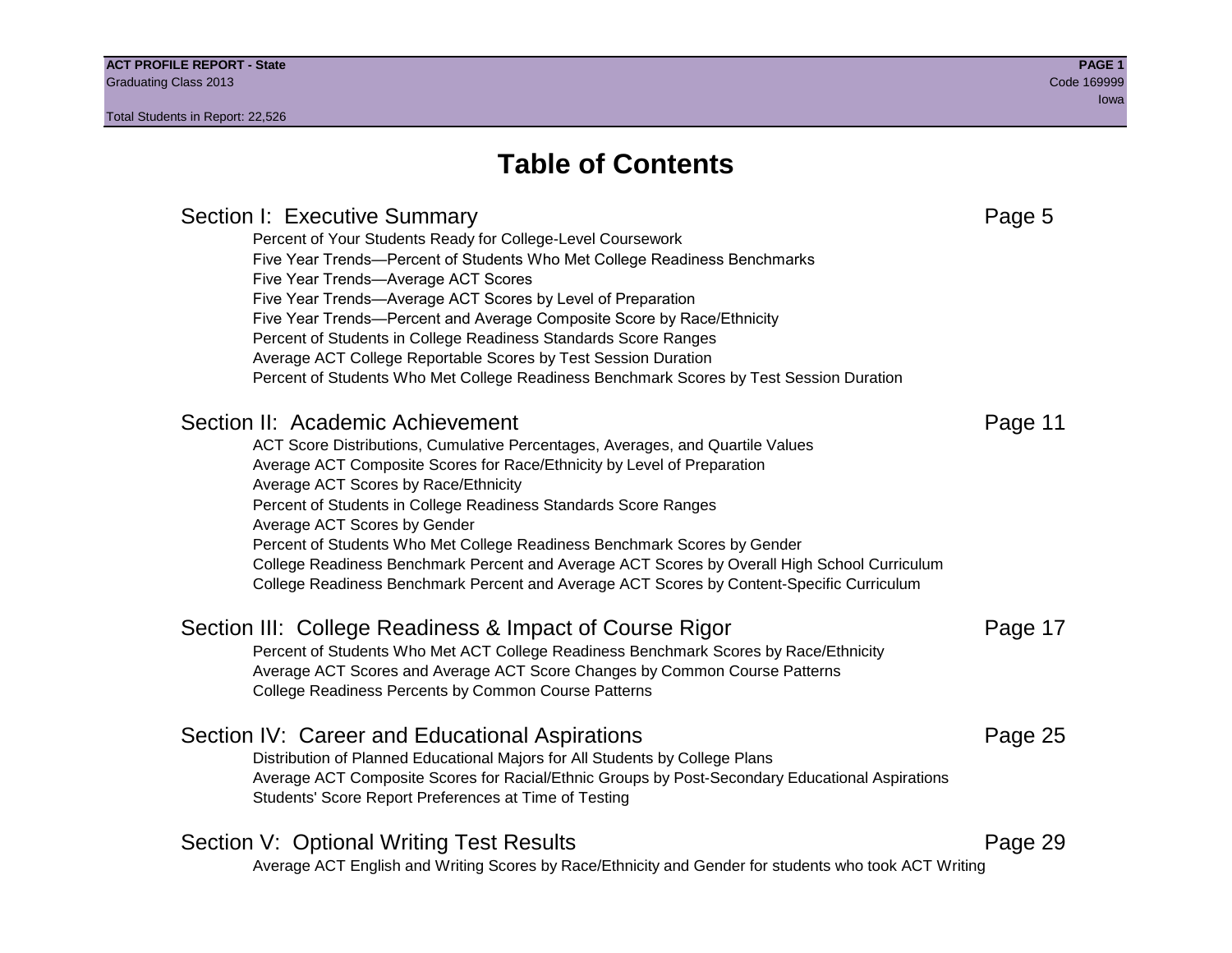# Table of Contents

## Section I: Executive Summary — Page 5

- Percent of Your Students Ready for College-Level Coursework
- Five Year Trends—Percent of Students Who Met College Readiness Benchmarks
- Five Year Trends—Average ACT Scores
- Five Year Trends—Average ACT Scores by Level of Preparation
- Five Year Trends—Percent and Average Composite Score by Race/Ethnicity
- Percent of Students in College Readiness Standards Score Ranges
- Average ACT College Reportable Scores by Test Session Duration
- Percent of Students Who Met College Readiness Benchmark Scores by Test Session Duration

## Section II: Academic Achievement — Page 11

- ACT Score Distributions, Cumulative Percentages, Averages, and Quartile Values
- Average ACT Composite Scores for Race/Ethnicity by Level of Preparation
- Average ACT Scores by Race/Ethnicity
- Percent of Students in College Readiness Standards Score Ranges
- Average ACT Scores by Gender
- Percent of Students Who Met College Readiness Benchmark Scores by Gender
- College Readiness Benchmark Percent and Average ACT Scores by Overall High School Curriculum
- College Readiness Benchmark Percent and Average ACT Scores by Content-Specific Curriculum

## Section III: College Readiness & Impact of Course Rigor — Page 17

- Percent of Students Who Met ACT College Readiness Benchmark Scores by Race/Ethnicity
- Average ACT Scores and Average ACT Score Changes by Common Course Patterns
- College Readiness Percents by Common Course Patterns

## Section IV: Career and Educational Aspirations — Page 25

- Distribution of Planned Educational Majors for All Students by College Plans
- Average ACT Composite Scores for Racial/Ethnic Groups by Post-Secondary Educational Aspirations
- Students' Score Report Preferences at Time of Testing

## Section V: Optional Writing Test Results — Page 29

- Average ACT English and Writing Scores by Race/Ethnicity and Gender for students who took ACT Writing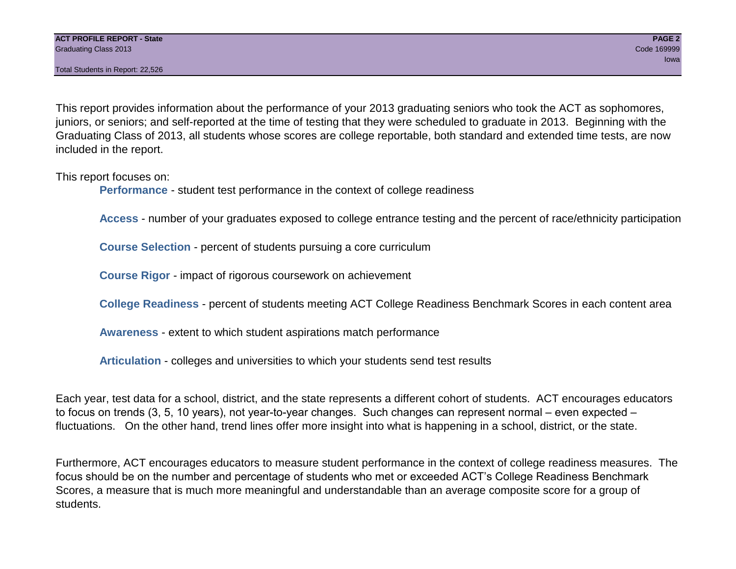This report provides information about the performance of your 2013 graduating seniors who took the ACT as sophomores, juniors, or seniors; and self-reported at the time of testing that they were scheduled to graduate in 2013. Beginning with the Graduating Class of 2013, all students whose scores are college reportable, both standard and extended time tests, are now included in the report.

This report focuses on:

- **Performance** - student test performance in the context of college readiness
- **Access** - number of your graduates exposed to college entrance testing and the percent of race/ethnicity participation
- **Course Selection** - percent of students pursuing a core curriculum
- **Course Rigor** - impact of rigorous coursework on achievement
- **College Readiness** - percent of students meeting ACT College Readiness Benchmark Scores in each content area
- **Awareness** - extent to which student aspirations match performance
- **Articulation** - colleges and universities to which your students send test results

Each year, test data for a school, district, and the state represents a different cohort of students. ACT encourages educators to focus on trends (3, 5, 10 years), not year-to-year changes. Such changes can represent normal – even expected – fluctuations. On the other hand, trend lines offer more insight into what is happening in a school, district, or the state.

Furthermore, ACT encourages educators to measure student performance in the context of college readiness measures. The focus should be on the number and percentage of students who met or exceeded ACT's College Readiness Benchmark Scores, a measure that is much more meaningful and understandable than an average composite score for a group of students.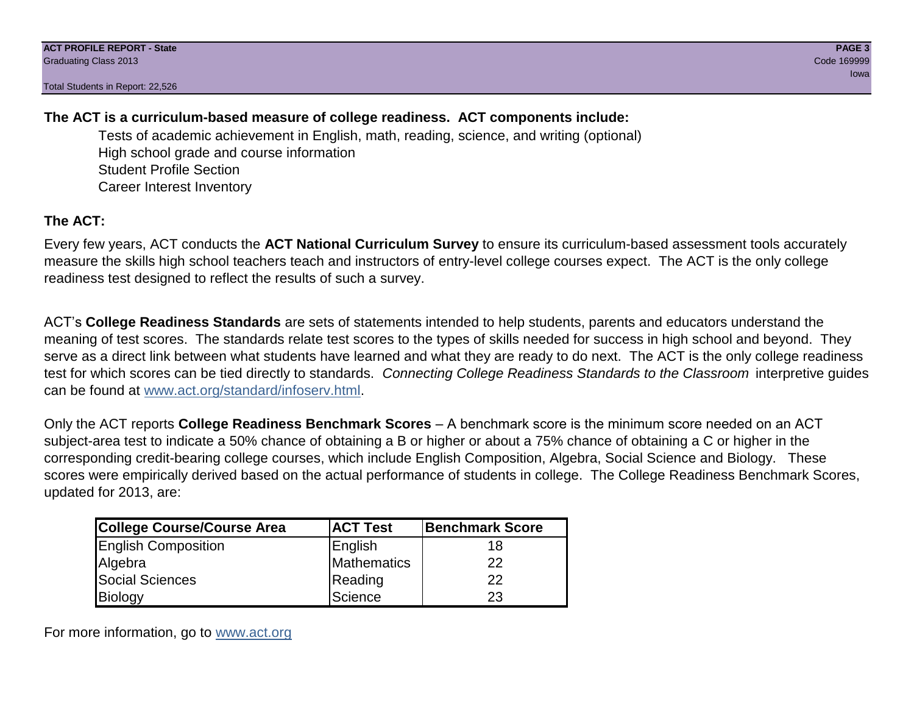**The ACT is a curriculum-based measure of college readiness. ACT components include:**

- Tests of academic achievement in English, math, reading, science, and writing (optional)
- High school grade and course information
- Student Profile Section
- Career Interest Inventory

**The ACT:**

Every few years, ACT conducts the **ACT National Curriculum Survey** to ensure its curriculum-based assessment tools accurately measure the skills high school teachers teach and instructors of entry-level college courses expect. The ACT is the only college readiness test designed to reflect the results of such a survey.

ACT's **College Readiness Standards** are sets of statements intended to help students, parents and educators understand the meaning of test scores. The standards relate test scores to the types of skills needed for success in high school and beyond. They serve as a direct link between what students have learned and what they are ready to do next. The ACT is the only college readiness test for which scores can be tied directly to standards. *Connecting College Readiness Standards to the Classroom* interpretive guides can be found at www.act.org/standard/infoserv.html.

Only the ACT reports **College Readiness Benchmark Scores** – A benchmark score is the minimum score needed on an ACT subject-area test to indicate a 50% chance of obtaining a B or higher or about a 75% chance of obtaining a C or higher in the corresponding credit-bearing college courses, which include English Composition, Algebra, Social Science and Biology. These scores were empirically derived based on the actual performance of students in college. The College Readiness Benchmark Scores, updated for 2013, are:

| College Course/Course Area | ACT Test | Benchmark Score |
|---|---|---|
| English Composition | English | 18 |
| Algebra | Mathematics | 22 |
| Social Sciences | Reading | 22 |
| Biology | Science | 23 |

For more information, go to www.act.org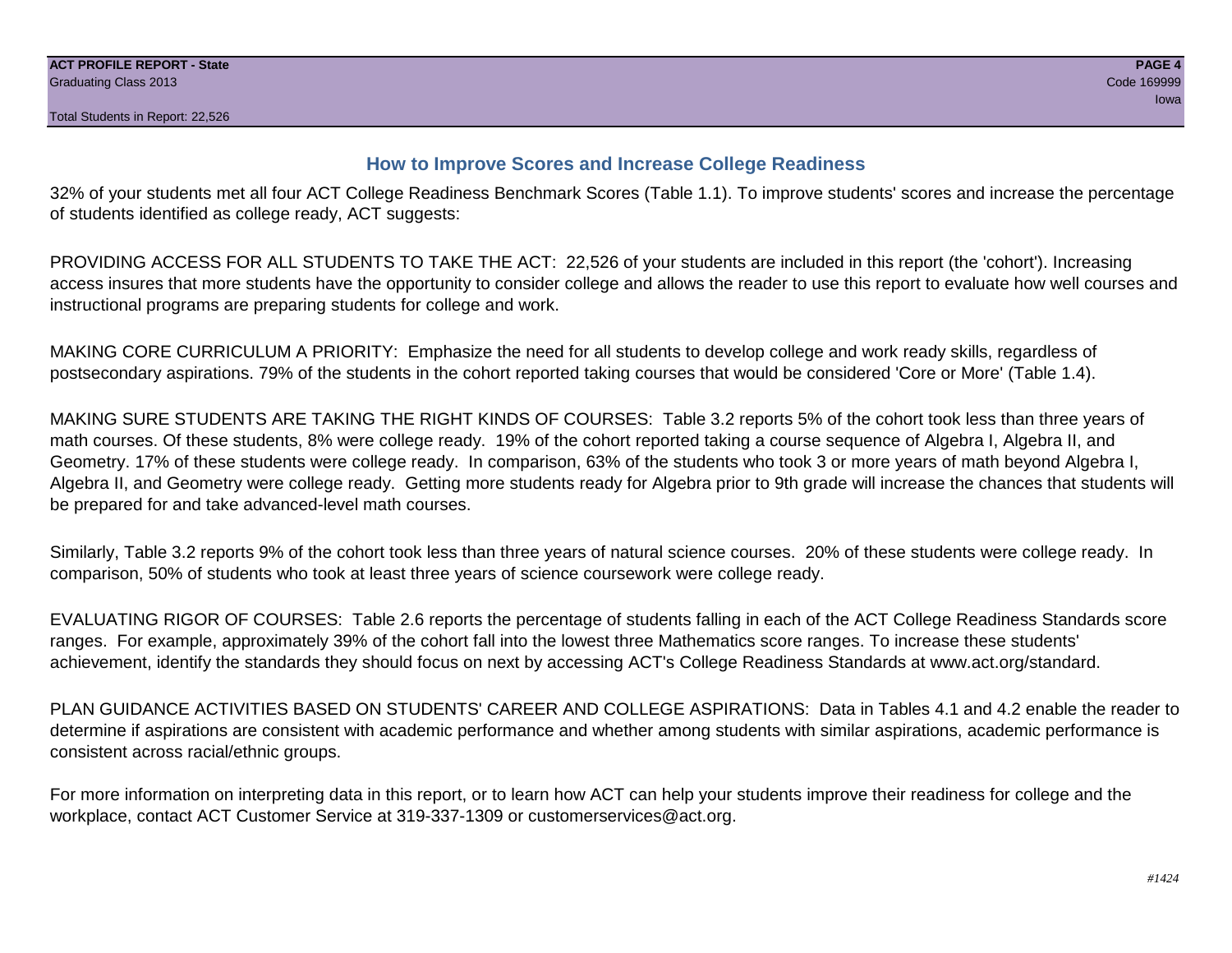## How to Improve Scores and Increase College Readiness

32% of your students met all four ACT College Readiness Benchmark Scores (Table 1.1). To improve students' scores and increase the percentage of students identified as college ready, ACT suggests:

PROVIDING ACCESS FOR ALL STUDENTS TO TAKE THE ACT: 22,526 of your students are included in this report (the 'cohort'). Increasing access insures that more students have the opportunity to consider college and allows the reader to use this report to evaluate how well courses and instructional programs are preparing students for college and work.

MAKING CORE CURRICULUM A PRIORITY: Emphasize the need for all students to develop college and work ready skills, regardless of postsecondary aspirations. 79% of the students in the cohort reported taking courses that would be considered 'Core or More' (Table 1.4).

MAKING SURE STUDENTS ARE TAKING THE RIGHT KINDS OF COURSES: Table 3.2 reports 5% of the cohort took less than three years of math courses. Of these students, 8% were college ready. 19% of the cohort reported taking a course sequence of Algebra I, Algebra II, and Geometry. 17% of these students were college ready. In comparison, 63% of the students who took 3 or more years of math beyond Algebra I, Algebra II, and Geometry were college ready. Getting more students ready for Algebra prior to 9th grade will increase the chances that students will be prepared for and take advanced-level math courses.

Similarly, Table 3.2 reports 9% of the cohort took less than three years of natural science courses. 20% of these students were college ready. In comparison, 50% of students who took at least three years of science coursework were college ready.

EVALUATING RIGOR OF COURSES: Table 2.6 reports the percentage of students falling in each of the ACT College Readiness Standards score ranges. For example, approximately 39% of the cohort fall into the lowest three Mathematics score ranges. To increase these students' achievement, identify the standards they should focus on next by accessing ACT's College Readiness Standards at www.act.org/standard.

PLAN GUIDANCE ACTIVITIES BASED ON STUDENTS' CAREER AND COLLEGE ASPIRATIONS: Data in Tables 4.1 and 4.2 enable the reader to determine if aspirations are consistent with academic performance and whether among students with similar aspirations, academic performance is consistent across racial/ethnic groups.

For more information on interpreting data in this report, or to learn how ACT can help your students improve their readiness for college and the workplace, contact ACT Customer Service at 319-337-1309 or customerservices@act.org.

*#1424*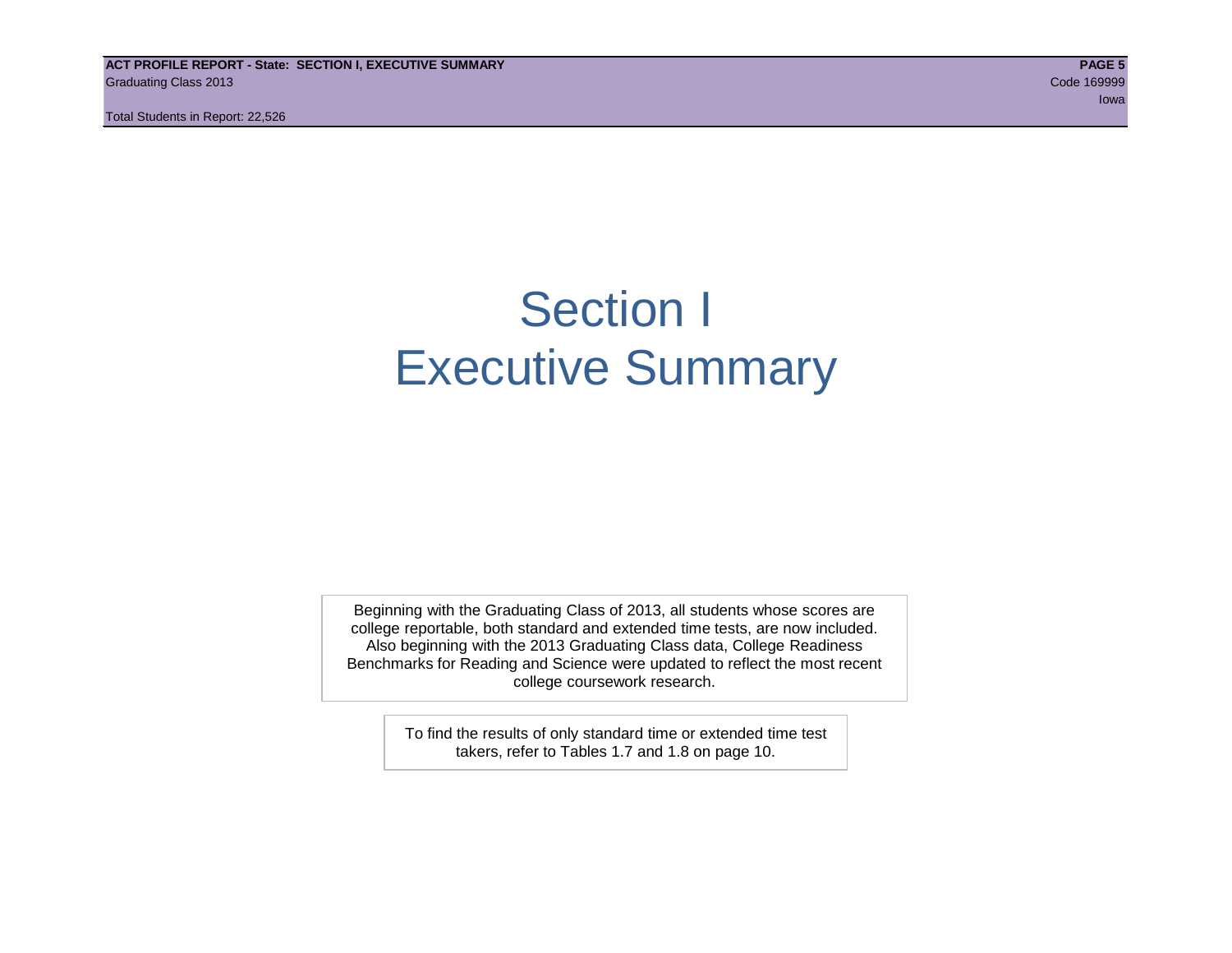# Section I
# Executive Summary

Beginning with the Graduating Class of 2013, all students whose scores are college reportable, both standard and extended time tests, are now included. Also beginning with the 2013 Graduating Class data, College Readiness Benchmarks for Reading and Science were updated to reflect the most recent college coursework research.

To find the results of only standard time or extended time test takers, refer to Tables 1.7 and 1.8 on page 10.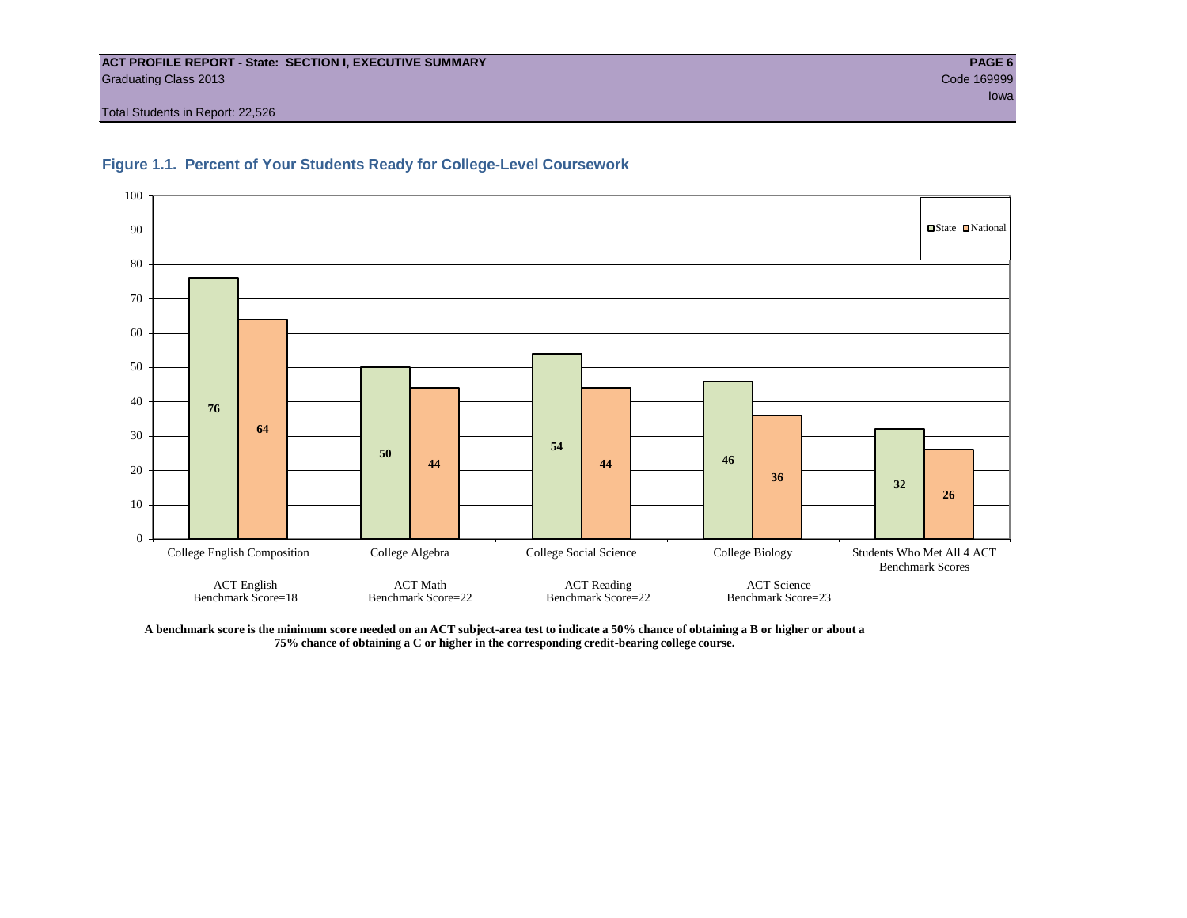**ACT PROFILE REPORT - State: SECTION I, EXECUTIVE SUMMARY**

Graduating Class 2013

Code 169999

Iowa

Total Students in Report: 22,526

## Figure 1.1. Percent of Your Students Ready for College-Level Coursework

| Course | State | National |
|---|---|---|
| College English Composition (ACT English Benchmark Score=18) | 76 | 64 |
| College Algebra (ACT Math Benchmark Score=22) | 50 | 44 |
| College Social Science (ACT Reading Benchmark Score=22) | 54 | 44 |
| College Biology (ACT Science Benchmark Score=23) | 46 | 36 |
| Students Who Met All 4 ACT Benchmark Scores | 32 | 26 |

**A benchmark score is the minimum score needed on an ACT subject-area test to indicate a 50% chance of obtaining a B or higher or about a 75% chance of obtaining a C or higher in the corresponding credit-bearing college course.**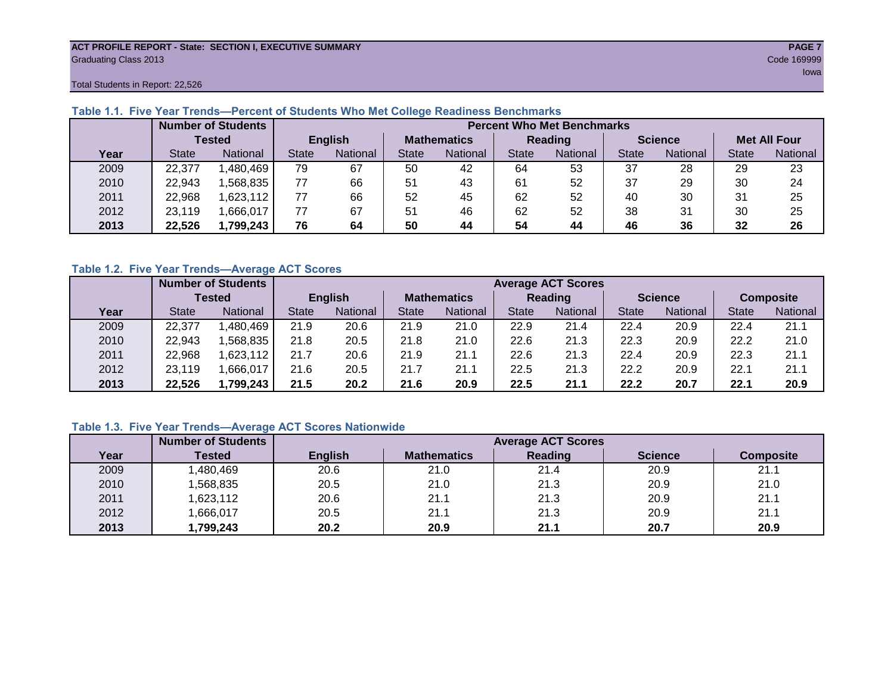**ACT PROFILE REPORT - State: SECTION I, EXECUTIVE SUMMARY**
Graduating Class 2013
Code 169999
Iowa
Total Students in Report: 22,526

### Table 1.1. Five Year Trends—Percent of Students Who Met College Readiness Benchmarks

| | Number of Students Tested | | Percent Who Met Benchmarks | | | | | | | | | |
|---|---|---|---|---|---|---|---|---|---|---|---|---|
| | | | English | | Mathematics | | Reading | | Science | | Met All Four | |
| Year | State | National | State | National | State | National | State | National | State | National | State | National |
| 2009 | 22,377 | 1,480,469 | 79 | 67 | 50 | 42 | 64 | 53 | 37 | 28 | 29 | 23 |
| 2010 | 22,943 | 1,568,835 | 77 | 66 | 51 | 43 | 61 | 52 | 37 | 29 | 30 | 24 |
| 2011 | 22,968 | 1,623,112 | 77 | 66 | 52 | 45 | 62 | 52 | 40 | 30 | 31 | 25 |
| 2012 | 23,119 | 1,666,017 | 77 | 67 | 51 | 46 | 62 | 52 | 38 | 31 | 30 | 25 |
| **2013** | **22,526** | **1,799,243** | **76** | **64** | **50** | **44** | **54** | **44** | **46** | **36** | **32** | **26** |

### Table 1.2. Five Year Trends—Average ACT Scores

| | Number of Students Tested | | Average ACT Scores | | | | | | | | | |
|---|---|---|---|---|---|---|---|---|---|---|---|---|
| | | | English | | Mathematics | | Reading | | Science | | Composite | |
| Year | State | National | State | National | State | National | State | National | State | National | State | National |
| 2009 | 22,377 | 1,480,469 | 21.9 | 20.6 | 21.9 | 21.0 | 22.9 | 21.4 | 22.4 | 20.9 | 22.4 | 21.1 |
| 2010 | 22,943 | 1,568,835 | 21.8 | 20.5 | 21.8 | 21.0 | 22.6 | 21.3 | 22.3 | 20.9 | 22.2 | 21.0 |
| 2011 | 22,968 | 1,623,112 | 21.7 | 20.6 | 21.9 | 21.1 | 22.6 | 21.3 | 22.4 | 20.9 | 22.3 | 21.1 |
| 2012 | 23,119 | 1,666,017 | 21.6 | 20.5 | 21.7 | 21.1 | 22.5 | 21.3 | 22.2 | 20.9 | 22.1 | 21.1 |
| **2013** | **22,526** | **1,799,243** | **21.5** | **20.2** | **21.6** | **20.9** | **22.5** | **21.1** | **22.2** | **20.7** | **22.1** | **20.9** |

### Table 1.3. Five Year Trends—Average ACT Scores Nationwide

| | Number of Students | Average ACT Scores | | | | |
|---|---|---|---|---|---|---|
| Year | Tested | English | Mathematics | Reading | Science | Composite |
| 2009 | 1,480,469 | 20.6 | 21.0 | 21.4 | 20.9 | 21.1 |
| 2010 | 1,568,835 | 20.5 | 21.0 | 21.3 | 20.9 | 21.0 |
| 2011 | 1,623,112 | 20.6 | 21.1 | 21.3 | 20.9 | 21.1 |
| 2012 | 1,666,017 | 20.5 | 21.1 | 21.3 | 20.9 | 21.1 |
| **2013** | **1,799,243** | **20.2** | **20.9** | **21.1** | **20.7** | **20.9** |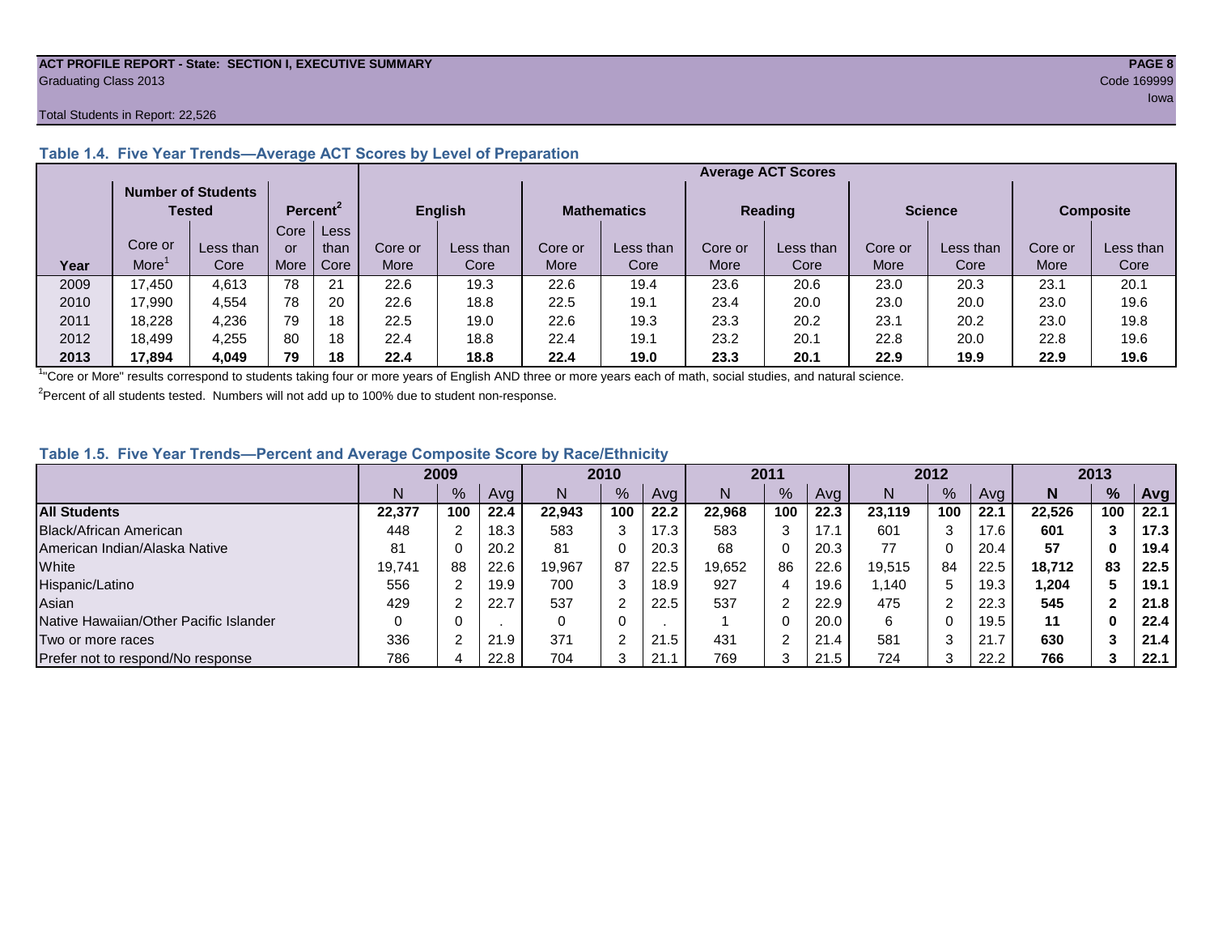Total Students in Report: 22,526

### Table 1.4. Five Year Trends—Average ACT Scores by Level of Preparation

| Year | Number of Students Tested | | Percent[2] | | Average ACT Scores | | | | | | | | | |
|---|---|---|---|---|---|---|---|---|---|---|---|---|---|---|
| | | | | | English | | Mathematics | | Reading | | Science | | Composite | |
| | Core or More[1] | Less than Core | Core or More | Less than Core | Core or More | Less than Core | Core or More | Less than Core | Core or More | Less than Core | Core or More | Less than Core | Core or More | Less than Core |
| 2009 | 17,450 | 4,613 | 78 | 21 | 22.6 | 19.3 | 22.6 | 19.4 | 23.6 | 20.6 | 23.0 | 20.3 | 23.1 | 20.1 |
| 2010 | 17,990 | 4,554 | 78 | 20 | 22.6 | 18.8 | 22.5 | 19.1 | 23.4 | 20.0 | 23.0 | 20.0 | 23.0 | 19.6 |
| 2011 | 18,228 | 4,236 | 79 | 18 | 22.5 | 19.0 | 22.6 | 19.3 | 23.3 | 20.2 | 23.1 | 20.2 | 23.0 | 19.8 |
| 2012 | 18,499 | 4,255 | 80 | 18 | 22.4 | 18.8 | 22.4 | 19.1 | 23.2 | 20.1 | 22.8 | 20.0 | 22.8 | 19.6 |
| **2013** | **17,894** | **4,049** | **79** | **18** | **22.4** | **18.8** | **22.4** | **19.0** | **23.3** | **20.1** | **22.9** | **19.9** | **22.9** | **19.6** |

[1]"Core or More" results correspond to students taking four or more years of English AND three or more years each of math, social studies, and natural science.

[2]Percent of all students tested. Numbers will not add up to 100% due to student non-response.

### Table 1.5. Five Year Trends—Percent and Average Composite Score by Race/Ethnicity

| | 2009 | | | 2010 | | | 2011 | | | 2012 | | | 2013 | | |
|---|---|---|---|---|---|---|---|---|---|---|---|---|---|---|---|
| | N | % | Avg | N | % | Avg | N | % | Avg | N | % | Avg | **N** | **%** | **Avg** |
| **All Students** | **22,377** | **100** | **22.4** | **22,943** | **100** | **22.2** | **22,968** | **100** | **22.3** | **23,119** | **100** | **22.1** | **22,526** | **100** | **22.1** |
| Black/African American | 448 | 2 | 18.3 | 583 | 3 | 17.3 | 583 | 3 | 17.1 | 601 | 3 | 17.6 | **601** | **3** | **17.3** |
| American Indian/Alaska Native | 81 | 0 | 20.2 | 81 | 0 | 20.3 | 68 | 0 | 20.3 | 77 | 0 | 20.4 | **57** | **0** | **19.4** |
| White | 19,741 | 88 | 22.6 | 19,967 | 87 | 22.5 | 19,652 | 86 | 22.6 | 19,515 | 84 | 22.5 | **18,712** | **83** | **22.5** |
| Hispanic/Latino | 556 | 2 | 19.9 | 700 | 3 | 18.9 | 927 | 4 | 19.6 | 1,140 | 5 | 19.3 | **1,204** | **5** | **19.1** |
| Asian | 429 | 2 | 22.7 | 537 | 2 | 22.5 | 537 | 2 | 22.9 | 475 | 2 | 22.3 | **545** | **2** | **21.8** |
| Native Hawaiian/Other Pacific Islander | 0 | 0 | . | 0 | 0 | . | 1 | 0 | 20.0 | 6 | 0 | 19.5 | **11** | **0** | **22.4** |
| Two or more races | 336 | 2 | 21.9 | 371 | 2 | 21.5 | 431 | 2 | 21.4 | 581 | 3 | 21.7 | **630** | **3** | **21.4** |
| Prefer not to respond/No response | 786 | 4 | 22.8 | 704 | 3 | 21.1 | 769 | 3 | 21.5 | 724 | 3 | 22.2 | **766** | **3** | **22.1** |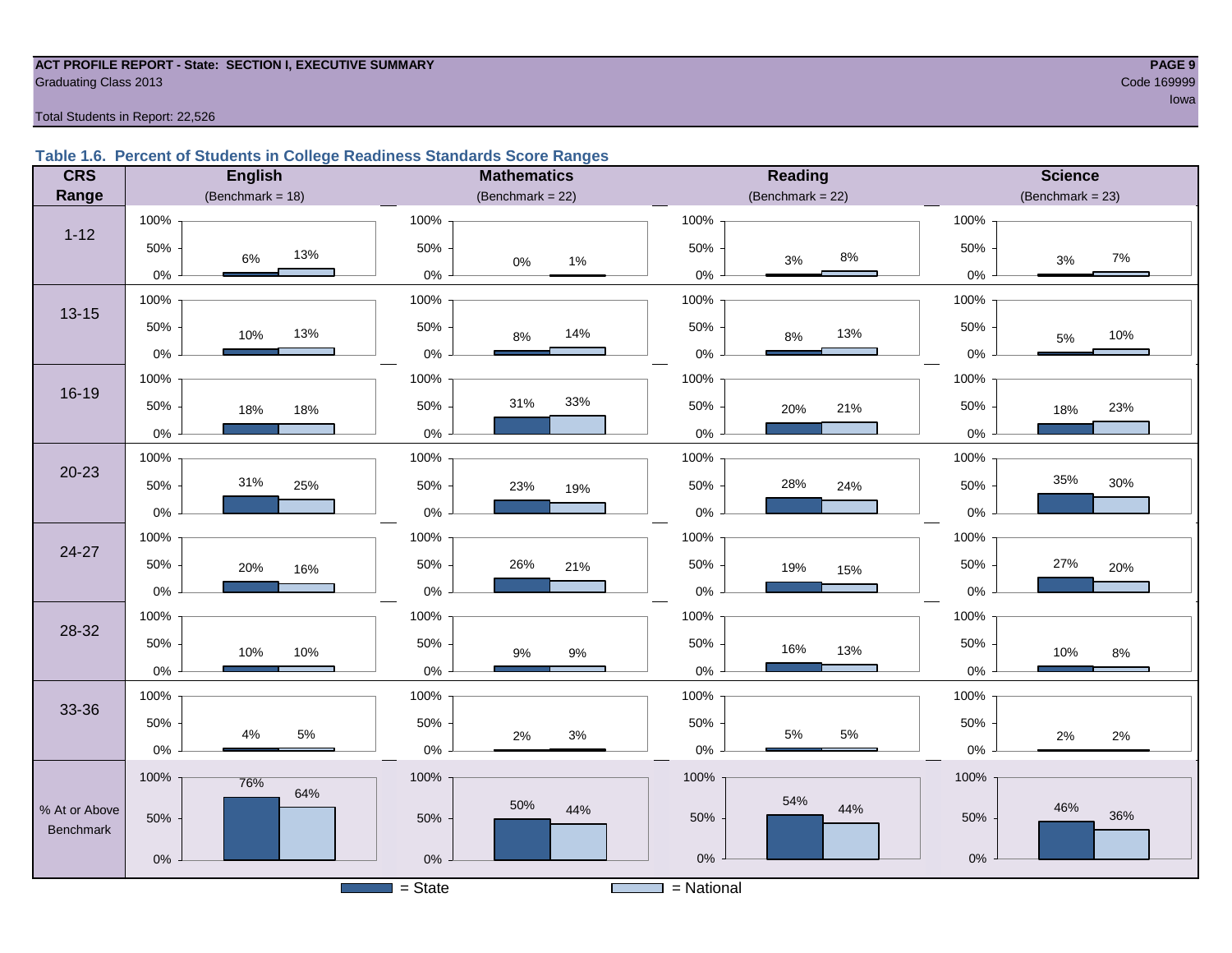ACT PROFILE REPORT - State: SECTION I, EXECUTIVE SUMMARY
Graduating Class 2013

Code 169999
Iowa

Total Students in Report: 22,526

### Table 1.6. Percent of Students in College Readiness Standards Score Ranges

| CRS Range | English State | English National | Mathematics State | Mathematics National | Reading State | Reading National | Science State | Science National |
|---|---|---|---|---|---|---|---|---|
| | (Benchmark = 18) | | (Benchmark = 22) | | (Benchmark = 22) | | (Benchmark = 23) | |
| 1-12 | 6% | 13% | 0% | 1% | 3% | 8% | 3% | 7% |
| 13-15 | 10% | 13% | 8% | 14% | 8% | 13% | 5% | 10% |
| 16-19 | 18% | 18% | 31% | 33% | 20% | 21% | 18% | 23% |
| 20-23 | 31% | 25% | 23% | 19% | 28% | 24% | 35% | 30% |
| 24-27 | 20% | 16% | 26% | 21% | 19% | 15% | 27% | 20% |
| 28-32 | 10% | 10% | 9% | 9% | 16% | 13% | 10% | 8% |
| 33-36 | 4% | 5% | 2% | 3% | 5% | 5% | 2% | 2% |
| % At or Above Benchmark | 76% | 64% | 50% | 44% | 54% | 44% | 46% | 36% |

= State = National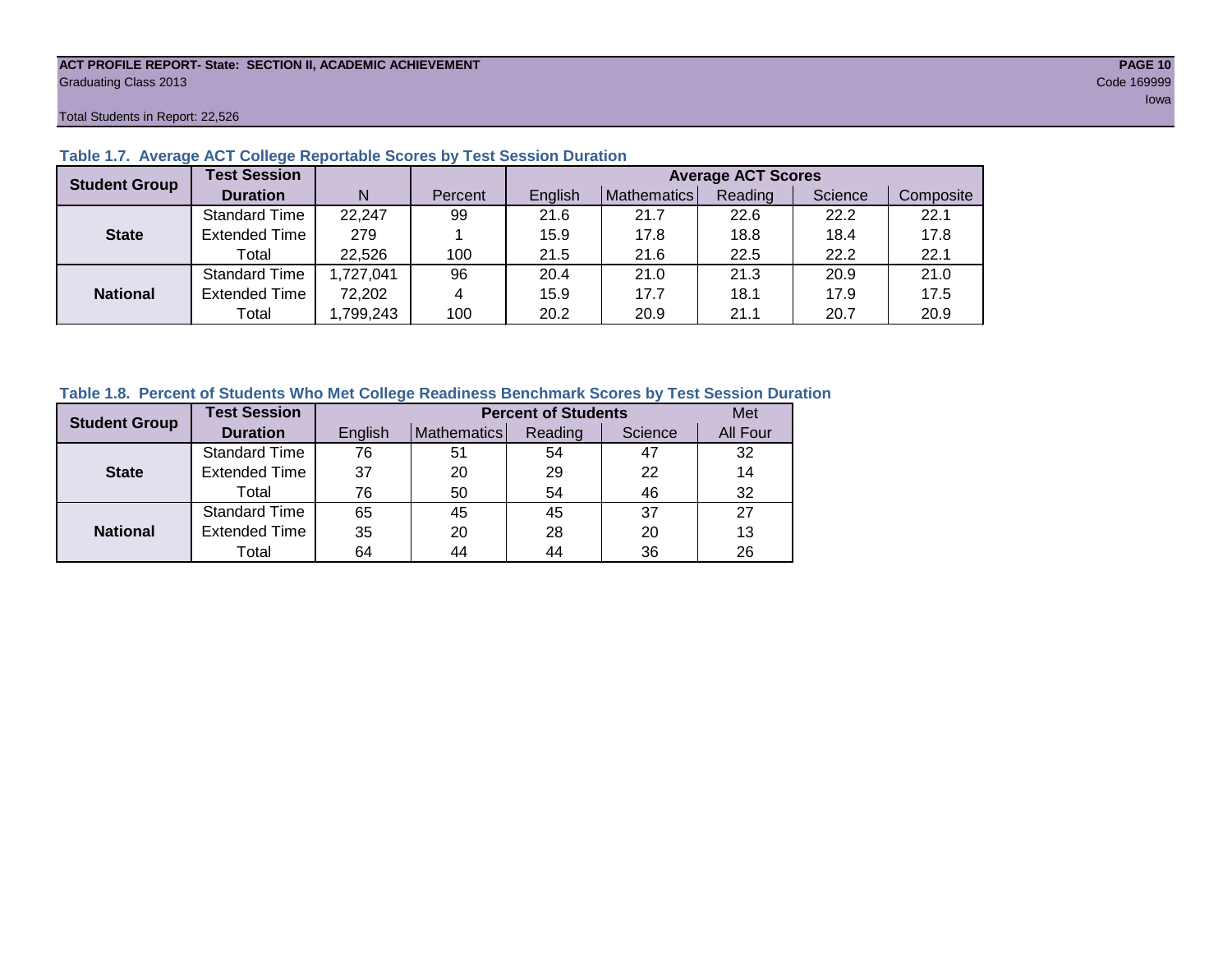ACT PROFILE REPORT- State: SECTION II, ACADEMIC ACHIEVEMENT
Graduating Class 2013
Code 169999
Iowa

Total Students in Report: 22,526

### Table 1.7. Average ACT College Reportable Scores by Test Session Duration

| Student Group | Test Session Duration | N | Percent | Average ACT Scores | | | | |
|---|---|---|---|---|---|---|---|---|
| | | | | English | Mathematics | Reading | Science | Composite |
| State | Standard Time | 22,247 | 99 | 21.6 | 21.7 | 22.6 | 22.2 | 22.1 |
| | Extended Time | 279 | 1 | 15.9 | 17.8 | 18.8 | 18.4 | 17.8 |
| | Total | 22,526 | 100 | 21.5 | 21.6 | 22.5 | 22.2 | 22.1 |
| National | Standard Time | 1,727,041 | 96 | 20.4 | 21.0 | 21.3 | 20.9 | 21.0 |
| | Extended Time | 72,202 | 4 | 15.9 | 17.7 | 18.1 | 17.9 | 17.5 |
| | Total | 1,799,243 | 100 | 20.2 | 20.9 | 21.1 | 20.7 | 20.9 |

### Table 1.8. Percent of Students Who Met College Readiness Benchmark Scores by Test Session Duration

| Student Group | Test Session Duration | Percent of Students | | | | Met |
|---|---|---|---|---|---|---|
| | | English | Mathematics | Reading | Science | All Four |
| State | Standard Time | 76 | 51 | 54 | 47 | 32 |
| | Extended Time | 37 | 20 | 29 | 22 | 14 |
| | Total | 76 | 50 | 54 | 46 | 32 |
| National | Standard Time | 65 | 45 | 45 | 37 | 27 |
| | Extended Time | 35 | 20 | 28 | 20 | 13 |
| | Total | 64 | 44 | 44 | 36 | 26 |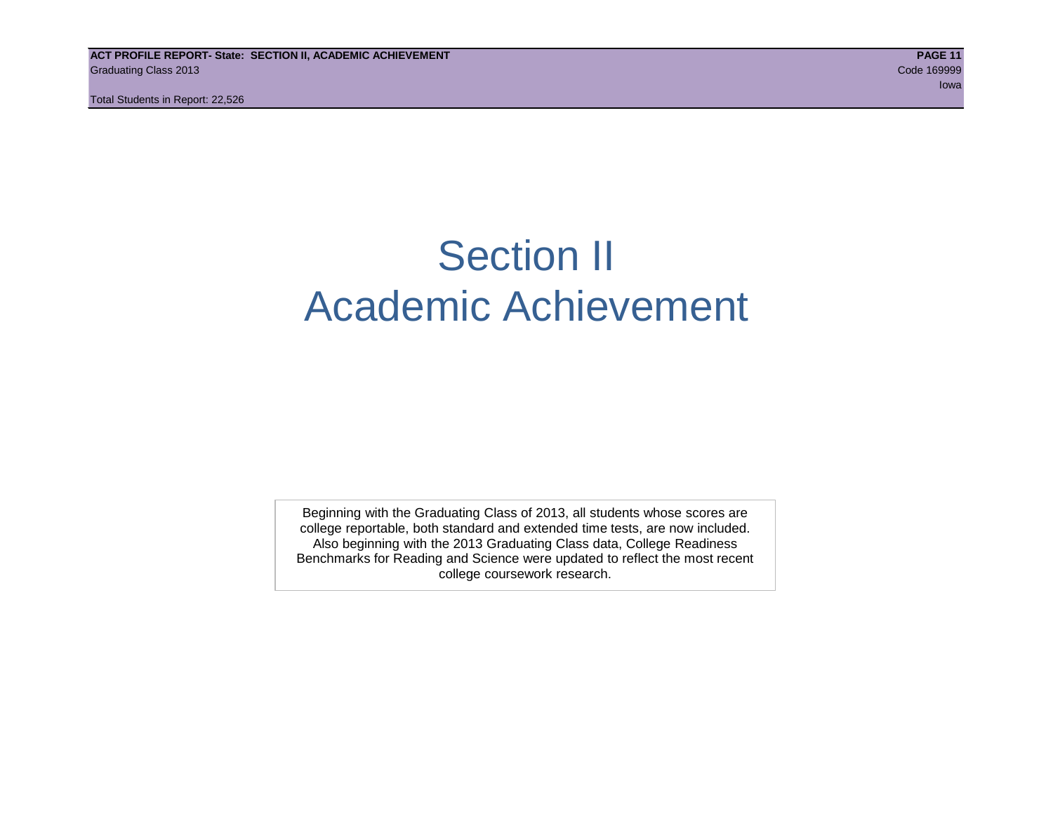# Section II
# Academic Achievement

Beginning with the Graduating Class of 2013, all students whose scores are college reportable, both standard and extended time tests, are now included. Also beginning with the 2013 Graduating Class data, College Readiness Benchmarks for Reading and Science were updated to reflect the most recent college coursework research.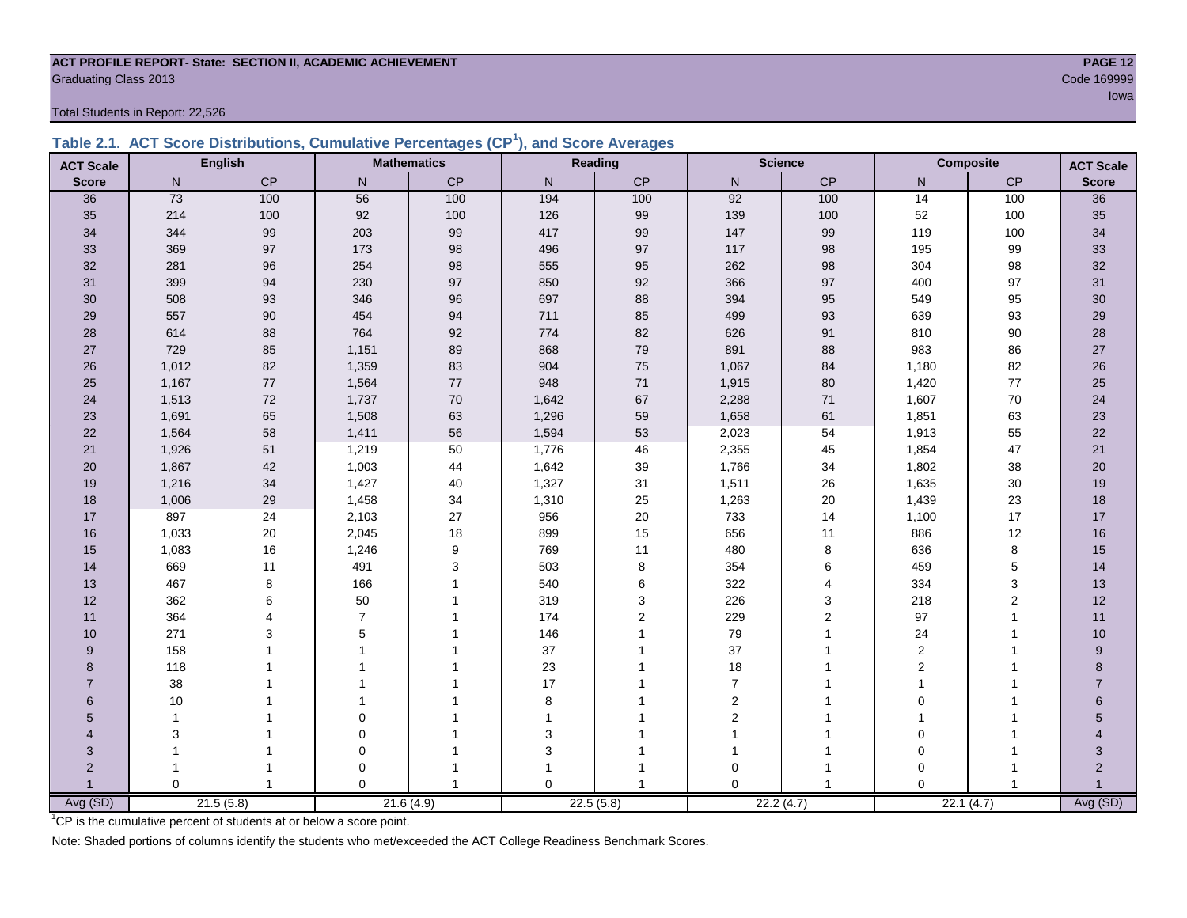**ACT PROFILE REPORT- State: SECTION II, ACADEMIC ACHIEVEMENT**

Graduating Class 2013

Code 169999

Iowa

Total Students in Report: 22,526

## Table 2.1. ACT Score Distributions, Cumulative Percentages (CP[1]), and Score Averages

| ACT Scale | English | | Mathematics | | Reading | | Science | | Composite | | ACT Scale |
|---|---|---|---|---|---|---|---|---|---|---|---|
| Score | N | CP | N | CP | N | CP | N | CP | N | CP | Score |
| 36 | 73 | 100 | 56 | 100 | 194 | 100 | 92 | 100 | 14 | 100 | 36 |
| 35 | 214 | 100 | 92 | 100 | 126 | 99 | 139 | 100 | 52 | 100 | 35 |
| 34 | 344 | 99 | 203 | 99 | 417 | 99 | 147 | 99 | 119 | 100 | 34 |
| 33 | 369 | 97 | 173 | 98 | 496 | 97 | 117 | 98 | 195 | 99 | 33 |
| 32 | 281 | 96 | 254 | 98 | 555 | 95 | 262 | 98 | 304 | 98 | 32 |
| 31 | 399 | 94 | 230 | 97 | 850 | 92 | 366 | 97 | 400 | 97 | 31 |
| 30 | 508 | 93 | 346 | 96 | 697 | 88 | 394 | 95 | 549 | 95 | 30 |
| 29 | 557 | 90 | 454 | 94 | 711 | 85 | 499 | 93 | 639 | 93 | 29 |
| 28 | 614 | 88 | 764 | 92 | 774 | 82 | 626 | 91 | 810 | 90 | 28 |
| 27 | 729 | 85 | 1,151 | 89 | 868 | 79 | 891 | 88 | 983 | 86 | 27 |
| 26 | 1,012 | 82 | 1,359 | 83 | 904 | 75 | 1,067 | 84 | 1,180 | 82 | 26 |
| 25 | 1,167 | 77 | 1,564 | 77 | 948 | 71 | 1,915 | 80 | 1,420 | 77 | 25 |
| 24 | 1,513 | 72 | 1,737 | 70 | 1,642 | 67 | 2,288 | 71 | 1,607 | 70 | 24 |
| 23 | 1,691 | 65 | 1,508 | 63 | 1,296 | 59 | 1,658 | 61 | 1,851 | 63 | 23 |
| 22 | 1,564 | 58 | 1,411 | 56 | 1,594 | 53 | 2,023 | 54 | 1,913 | 55 | 22 |
| 21 | 1,926 | 51 | 1,219 | 50 | 1,776 | 46 | 2,355 | 45 | 1,854 | 47 | 21 |
| 20 | 1,867 | 42 | 1,003 | 44 | 1,642 | 39 | 1,766 | 34 | 1,802 | 38 | 20 |
| 19 | 1,216 | 34 | 1,427 | 40 | 1,327 | 31 | 1,511 | 26 | 1,635 | 30 | 19 |
| 18 | 1,006 | 29 | 1,458 | 34 | 1,310 | 25 | 1,263 | 20 | 1,439 | 23 | 18 |
| 17 | 897 | 24 | 2,103 | 27 | 956 | 20 | 733 | 14 | 1,100 | 17 | 17 |
| 16 | 1,033 | 20 | 2,045 | 18 | 899 | 15 | 656 | 11 | 886 | 12 | 16 |
| 15 | 1,083 | 16 | 1,246 | 9 | 769 | 11 | 480 | 8 | 636 | 8 | 15 |
| 14 | 669 | 11 | 491 | 3 | 503 | 8 | 354 | 6 | 459 | 5 | 14 |
| 13 | 467 | 8 | 166 | 1 | 540 | 6 | 322 | 4 | 334 | 3 | 13 |
| 12 | 362 | 6 | 50 | 1 | 319 | 3 | 226 | 3 | 218 | 2 | 12 |
| 11 | 364 | 4 | 7 | 1 | 174 | 2 | 229 | 2 | 97 | 1 | 11 |
| 10 | 271 | 3 | 5 | 1 | 146 | 1 | 79 | 1 | 24 | 1 | 10 |
| 9 | 158 | 1 | 1 | 1 | 37 | 1 | 37 | 1 | 2 | 1 | 9 |
| 8 | 118 | 1 | 1 | 1 | 23 | 1 | 18 | 1 | 2 | 1 | 8 |
| 7 | 38 | 1 | 1 | 1 | 17 | 1 | 7 | 1 | 1 | 1 | 7 |
| 6 | 10 | 1 | 1 | 1 | 8 | 1 | 2 | 1 | 0 | 1 | 6 |
| 5 | 1 | 1 | 0 | 1 | 1 | 1 | 2 | 1 | 1 | 1 | 5 |
| 4 | 3 | 1 | 0 | 1 | 3 | 1 | 1 | 1 | 0 | 1 | 4 |
| 3 | 1 | 1 | 0 | 1 | 3 | 1 | 1 | 1 | 0 | 1 | 3 |
| 2 | 1 | 1 | 0 | 1 | 1 | 1 | 0 | 1 | 0 | 1 | 2 |
| 1 | 0 | 1 | 0 | 1 | 0 | 1 | 0 | 1 | 0 | 1 | 1 |
| Avg (SD) | 21.5 (5.8) | | 21.6 (4.9) | | 22.5 (5.8) | | 22.2 (4.7) | | 22.1 (4.7) | | Avg (SD) |

[1]CP is the cumulative percent of students at or below a score point.

Note: Shaded portions of columns identify the students who met/exceeded the ACT College Readiness Benchmark Scores.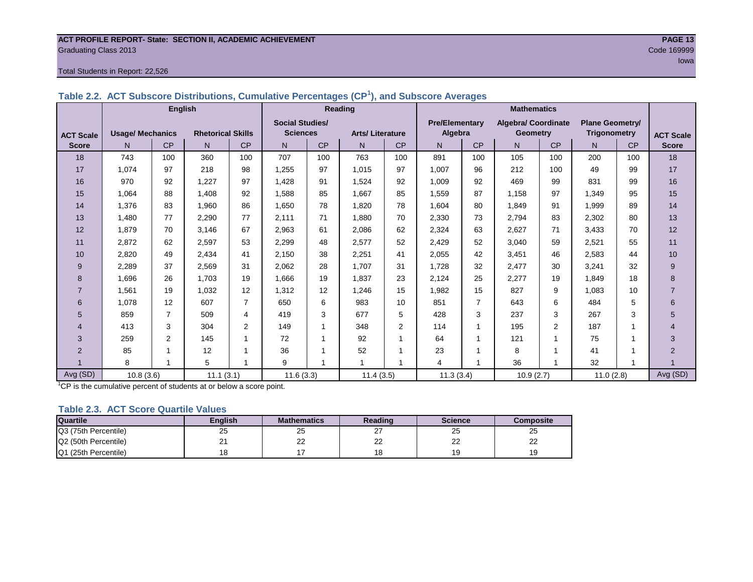ACT PROFILE REPORT- State: SECTION II, ACADEMIC ACHIEVEMENT
Graduating Class 2013
Code 169999
Iowa

Total Students in Report: 22,526

## Table 2.2. ACT Subscore Distributions, Cumulative Percentages (CP[1]), and Subscore Averages

| ACT Scale Score | English | | | | Reading | | | | Mathematics | | | | | | ACT Scale Score |
|---|---|---|---|---|---|---|---|---|---|---|---|---|---|---|---|
| | Usage/ Mechanics | | Rhetorical Skills | | Social Studies/ Sciences | | Arts/ Literature | | Pre/Elementary Algebra | | Algebra/ Coordinate Geometry | | Plane Geometry/ Trigonometry | | |
| | N | CP | N | CP | N | CP | N | CP | N | CP | N | CP | N | CP | |
| 18 | 743 | 100 | 360 | 100 | 707 | 100 | 763 | 100 | 891 | 100 | 105 | 100 | 200 | 100 | 18 |
| 17 | 1,074 | 97 | 218 | 98 | 1,255 | 97 | 1,015 | 97 | 1,007 | 96 | 212 | 100 | 49 | 99 | 17 |
| 16 | 970 | 92 | 1,227 | 97 | 1,428 | 91 | 1,524 | 92 | 1,009 | 92 | 469 | 99 | 831 | 99 | 16 |
| 15 | 1,064 | 88 | 1,408 | 92 | 1,588 | 85 | 1,667 | 85 | 1,559 | 87 | 1,158 | 97 | 1,349 | 95 | 15 |
| 14 | 1,376 | 83 | 1,960 | 86 | 1,650 | 78 | 1,820 | 78 | 1,604 | 80 | 1,849 | 91 | 1,999 | 89 | 14 |
| 13 | 1,480 | 77 | 2,290 | 77 | 2,111 | 71 | 1,880 | 70 | 2,330 | 73 | 2,794 | 83 | 2,302 | 80 | 13 |
| 12 | 1,879 | 70 | 3,146 | 67 | 2,963 | 61 | 2,086 | 62 | 2,324 | 63 | 2,627 | 71 | 3,433 | 70 | 12 |
| 11 | 2,872 | 62 | 2,597 | 53 | 2,299 | 48 | 2,577 | 52 | 2,429 | 52 | 3,040 | 59 | 2,521 | 55 | 11 |
| 10 | 2,820 | 49 | 2,434 | 41 | 2,150 | 38 | 2,251 | 41 | 2,055 | 42 | 3,451 | 46 | 2,583 | 44 | 10 |
| 9 | 2,289 | 37 | 2,569 | 31 | 2,062 | 28 | 1,707 | 31 | 1,728 | 32 | 2,477 | 30 | 3,241 | 32 | 9 |
| 8 | 1,696 | 26 | 1,703 | 19 | 1,666 | 19 | 1,837 | 23 | 2,124 | 25 | 2,277 | 19 | 1,849 | 18 | 8 |
| 7 | 1,561 | 19 | 1,032 | 12 | 1,312 | 12 | 1,246 | 15 | 1,982 | 15 | 827 | 9 | 1,083 | 10 | 7 |
| 6 | 1,078 | 12 | 607 | 7 | 650 | 6 | 983 | 10 | 851 | 7 | 643 | 6 | 484 | 5 | 6 |
| 5 | 859 | 7 | 509 | 4 | 419 | 3 | 677 | 5 | 428 | 3 | 237 | 3 | 267 | 3 | 5 |
| 4 | 413 | 3 | 304 | 2 | 149 | 1 | 348 | 2 | 114 | 1 | 195 | 2 | 187 | 1 | 4 |
| 3 | 259 | 2 | 145 | 1 | 72 | 1 | 92 | 1 | 64 | 1 | 121 | 1 | 75 | 1 | 3 |
| 2 | 85 | 1 | 12 | 1 | 36 | 1 | 52 | 1 | 23 | 1 | 8 | 1 | 41 | 1 | 2 |
| 1 | 8 | 1 | 5 | 1 | 9 | 1 | 1 | 1 | 4 | 1 | 36 | 1 | 32 | 1 | 1 |
| Avg (SD) | 10.8 (3.6) | | 11.1 (3.1) | | 11.6 (3.3) | | 11.4 (3.5) | | 11.3 (3.4) | | 10.9 (2.7) | | 11.0 (2.8) | | Avg (SD) |

[1]CP is the cumulative percent of students at or below a score point.

## Table 2.3. ACT Score Quartile Values

| Quartile | English | Mathematics | Reading | Science | Composite |
|---|---|---|---|---|---|
| Q3 (75th Percentile) | 25 | 25 | 27 | 25 | 25 |
| Q2 (50th Percentile) | 21 | 22 | 22 | 22 | 22 |
| Q1 (25th Percentile) | 18 | 17 | 18 | 19 | 19 |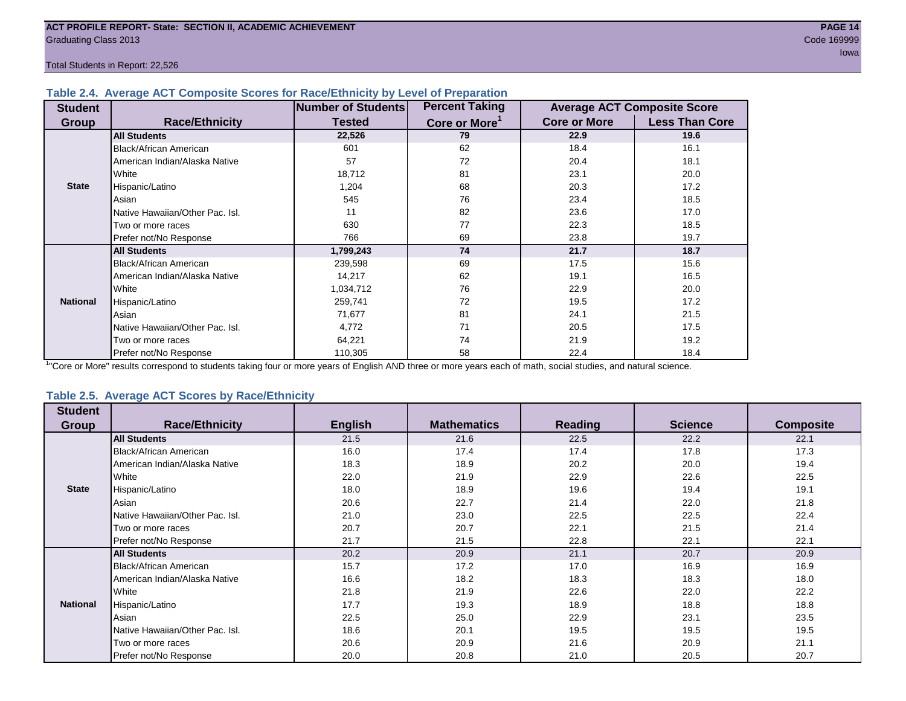Total Students in Report: 22,526

### Table 2.4. Average ACT Composite Scores for Race/Ethnicity by Level of Preparation

| Student Group | Race/Ethnicity | Number of Students Tested | Percent Taking Core or More[1] | Average ACT Composite Score | |
|---|---|---|---|---|---|
| | | | | Core or More | Less Than Core |
| State | **All Students** | **22,526** | **79** | **22.9** | **19.6** |
| | Black/African American | 601 | 62 | 18.4 | 16.1 |
| | American Indian/Alaska Native | 57 | 72 | 20.4 | 18.1 |
| | White | 18,712 | 81 | 23.1 | 20.0 |
| | Hispanic/Latino | 1,204 | 68 | 20.3 | 17.2 |
| | Asian | 545 | 76 | 23.4 | 18.5 |
| | Native Hawaiian/Other Pac. Isl. | 11 | 82 | 23.6 | 17.0 |
| | Two or more races | 630 | 77 | 22.3 | 18.5 |
| | Prefer not/No Response | 766 | 69 | 23.8 | 19.7 |
| National | **All Students** | **1,799,243** | **74** | **21.7** | **18.7** |
| | Black/African American | 239,598 | 69 | 17.5 | 15.6 |
| | American Indian/Alaska Native | 14,217 | 62 | 19.1 | 16.5 |
| | White | 1,034,712 | 76 | 22.9 | 20.0 |
| | Hispanic/Latino | 259,741 | 72 | 19.5 | 17.2 |
| | Asian | 71,677 | 81 | 24.1 | 21.5 |
| | Native Hawaiian/Other Pac. Isl. | 4,772 | 71 | 20.5 | 17.5 |
| | Two or more races | 64,221 | 74 | 21.9 | 19.2 |
| | Prefer not/No Response | 110,305 | 58 | 22.4 | 18.4 |

[1]"Core or More" results correspond to students taking four or more years of English AND three or more years each of math, social studies, and natural science.

### Table 2.5. Average ACT Scores by Race/Ethnicity

| Student Group | Race/Ethnicity | English | Mathematics | Reading | Science | Composite |
|---|---|---|---|---|---|---|
| State | **All Students** | 21.5 | 21.6 | 22.5 | 22.2 | 22.1 |
| | Black/African American | 16.0 | 17.4 | 17.4 | 17.8 | 17.3 |
| | American Indian/Alaska Native | 18.3 | 18.9 | 20.2 | 20.0 | 19.4 |
| | White | 22.0 | 21.9 | 22.9 | 22.6 | 22.5 |
| | Hispanic/Latino | 18.0 | 18.9 | 19.6 | 19.4 | 19.1 |
| | Asian | 20.6 | 22.7 | 21.4 | 22.0 | 21.8 |
| | Native Hawaiian/Other Pac. Isl. | 21.0 | 23.0 | 22.5 | 22.5 | 22.4 |
| | Two or more races | 20.7 | 20.7 | 22.1 | 21.5 | 21.4 |
| | Prefer not/No Response | 21.7 | 21.5 | 22.8 | 22.1 | 22.1 |
| National | **All Students** | 20.2 | 20.9 | 21.1 | 20.7 | 20.9 |
| | Black/African American | 15.7 | 17.2 | 17.0 | 16.9 | 16.9 |
| | American Indian/Alaska Native | 16.6 | 18.2 | 18.3 | 18.3 | 18.0 |
| | White | 21.8 | 21.9 | 22.6 | 22.0 | 22.2 |
| | Hispanic/Latino | 17.7 | 19.3 | 18.9 | 18.8 | 18.8 |
| | Asian | 22.5 | 25.0 | 22.9 | 23.1 | 23.5 |
| | Native Hawaiian/Other Pac. Isl. | 18.6 | 20.1 | 19.5 | 19.5 | 19.5 |
| | Two or more races | 20.6 | 20.9 | 21.6 | 20.9 | 21.1 |
| | Prefer not/No Response | 20.0 | 20.8 | 21.0 | 20.5 | 20.7 |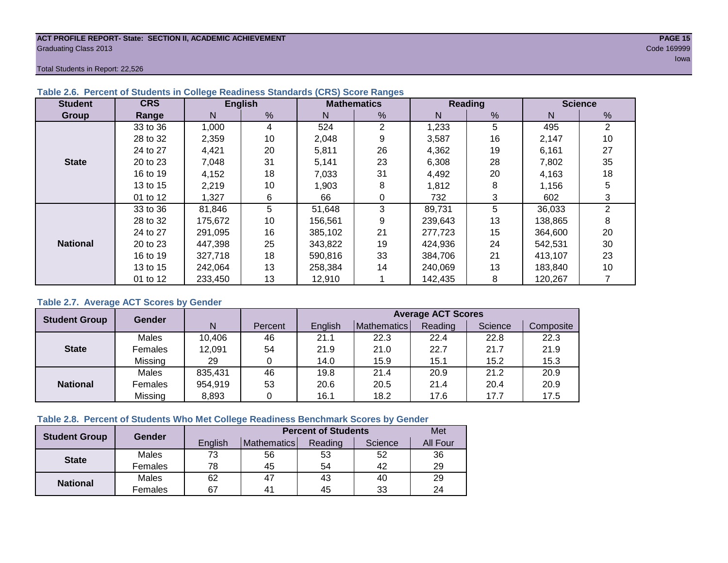ACT PROFILE REPORT- State: SECTION II, ACADEMIC ACHIEVEMENT
Graduating Class 2013
Code 169999
Iowa

Total Students in Report: 22,526

**Table 2.6. Percent of Students in College Readiness Standards (CRS) Score Ranges**

| Student Group | CRS Range | English | | Mathematics | | Reading | | Science | |
|---|---|---|---|---|---|---|---|---|---|
| | | N | % | N | % | N | % | N | % |
| State | 33 to 36 | 1,000 | 4 | 524 | 2 | 1,233 | 5 | 495 | 2 |
| | 28 to 32 | 2,359 | 10 | 2,048 | 9 | 3,587 | 16 | 2,147 | 10 |
| | 24 to 27 | 4,421 | 20 | 5,811 | 26 | 4,362 | 19 | 6,161 | 27 |
| | 20 to 23 | 7,048 | 31 | 5,141 | 23 | 6,308 | 28 | 7,802 | 35 |
| | 16 to 19 | 4,152 | 18 | 7,033 | 31 | 4,492 | 20 | 4,163 | 18 |
| | 13 to 15 | 2,219 | 10 | 1,903 | 8 | 1,812 | 8 | 1,156 | 5 |
| | 01 to 12 | 1,327 | 6 | 66 | 0 | 732 | 3 | 602 | 3 |
| National | 33 to 36 | 81,846 | 5 | 51,648 | 3 | 89,731 | 5 | 36,033 | 2 |
| | 28 to 32 | 175,672 | 10 | 156,561 | 9 | 239,643 | 13 | 138,865 | 8 |
| | 24 to 27 | 291,095 | 16 | 385,102 | 21 | 277,723 | 15 | 364,600 | 20 |
| | 20 to 23 | 447,398 | 25 | 343,822 | 19 | 424,936 | 24 | 542,531 | 30 |
| | 16 to 19 | 327,718 | 18 | 590,816 | 33 | 384,706 | 21 | 413,107 | 23 |
| | 13 to 15 | 242,064 | 13 | 258,384 | 14 | 240,069 | 13 | 183,840 | 10 |
| | 01 to 12 | 233,450 | 13 | 12,910 | 1 | 142,435 | 8 | 120,267 | 7 |

**Table 2.7. Average ACT Scores by Gender**

| Student Group | Gender | N | Percent | Average ACT Scores | | | | |
|---|---|---|---|---|---|---|---|---|
| | | | | English | Mathematics | Reading | Science | Composite |
| State | Males | 10,406 | 46 | 21.1 | 22.3 | 22.4 | 22.8 | 22.3 |
| | Females | 12,091 | 54 | 21.9 | 21.0 | 22.7 | 21.7 | 21.9 |
| | Missing | 29 | 0 | 14.0 | 15.9 | 15.1 | 15.2 | 15.3 |
| National | Males | 835,431 | 46 | 19.8 | 21.4 | 20.9 | 21.2 | 20.9 |
| | Females | 954,919 | 53 | 20.6 | 20.5 | 21.4 | 20.4 | 20.9 |
| | Missing | 8,893 | 0 | 16.1 | 18.2 | 17.6 | 17.7 | 17.5 |

**Table 2.8. Percent of Students Who Met College Readiness Benchmark Scores by Gender**

| Student Group | Gender | Percent of Students | | | | Met |
|---|---|---|---|---|---|---|
| | | English | Mathematics | Reading | Science | All Four |
| State | Males | 73 | 56 | 53 | 52 | 36 |
| | Females | 78 | 45 | 54 | 42 | 29 |
| National | Males | 62 | 47 | 43 | 40 | 29 |
| | Females | 67 | 41 | 45 | 33 | 24 |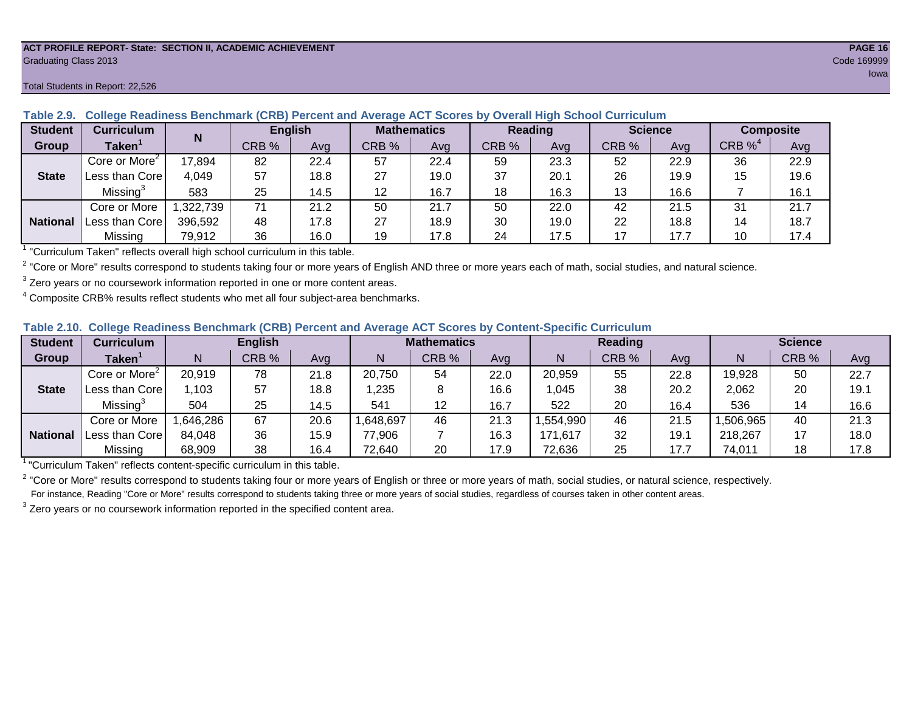**ACT PROFILE REPORT- State: SECTION II, ACADEMIC ACHIEVEMENT**
Graduating Class 2013
Code 169999
Iowa

Total Students in Report: 22,526

### Table 2.9. College Readiness Benchmark (CRB) Percent and Average ACT Scores by Overall High School Curriculum

| Student Group | Curriculum Taken[1] | N | English | | Mathematics | | Reading | | Science | | Composite | |
|---|---|---|---|---|---|---|---|---|---|---|---|---|
| | | | CRB % | Avg | CRB % | Avg | CRB % | Avg | CRB % | Avg | CRB %[4] | Avg |
| State | Core or More[2] | 17,894 | 82 | 22.4 | 57 | 22.4 | 59 | 23.3 | 52 | 22.9 | 36 | 22.9 |
| | Less than Core | 4,049 | 57 | 18.8 | 27 | 19.0 | 37 | 20.1 | 26 | 19.9 | 15 | 19.6 |
| | Missing[3] | 583 | 25 | 14.5 | 12 | 16.7 | 18 | 16.3 | 13 | 16.6 | 7 | 16.1 |
| National | Core or More | 1,322,739 | 71 | 21.2 | 50 | 21.7 | 50 | 22.0 | 42 | 21.5 | 31 | 21.7 |
| | Less than Core | 396,592 | 48 | 17.8 | 27 | 18.9 | 30 | 19.0 | 22 | 18.8 | 14 | 18.7 |
| | Missing | 79,912 | 36 | 16.0 | 19 | 17.8 | 24 | 17.5 | 17 | 17.7 | 10 | 17.4 |

[1] "Curriculum Taken" reflects overall high school curriculum in this table.

[2] "Core or More" results correspond to students taking four or more years of English AND three or more years each of math, social studies, and natural science.

[3] Zero years or no coursework information reported in one or more content areas.

[4] Composite CRB% results reflect students who met all four subject-area benchmarks.

### Table 2.10. College Readiness Benchmark (CRB) Percent and Average ACT Scores by Content-Specific Curriculum

| Student Group | Curriculum Taken[1] | English | | | Mathematics | | | Reading | | | Science | | |
|---|---|---|---|---|---|---|---|---|---|---|---|---|---|
| | | N | CRB % | Avg | N | CRB % | Avg | N | CRB % | Avg | N | CRB % | Avg |
| State | Core or More[2] | 20,919 | 78 | 21.8 | 20,750 | 54 | 22.0 | 20,959 | 55 | 22.8 | 19,928 | 50 | 22.7 |
| | Less than Core | 1,103 | 57 | 18.8 | 1,235 | 8 | 16.6 | 1,045 | 38 | 20.2 | 2,062 | 20 | 19.1 |
| | Missing[3] | 504 | 25 | 14.5 | 541 | 12 | 16.7 | 522 | 20 | 16.4 | 536 | 14 | 16.6 |
| National | Core or More | 1,646,286 | 67 | 20.6 | 1,648,697 | 46 | 21.3 | 1,554,990 | 46 | 21.5 | 1,506,965 | 40 | 21.3 |
| | Less than Core | 84,048 | 36 | 15.9 | 77,906 | 7 | 16.3 | 171,617 | 32 | 19.1 | 218,267 | 17 | 18.0 |
| | Missing | 68,909 | 38 | 16.4 | 72,640 | 20 | 17.9 | 72,636 | 25 | 17.7 | 74,011 | 18 | 17.8 |

[1] "Curriculum Taken" reflects content-specific curriculum in this table.

[2] "Core or More" results correspond to students taking four or more years of English or three or more years of math, social studies, or natural science, respectively.
For instance, Reading "Core or More" results correspond to students taking three or more years of social studies, regardless of courses taken in other content areas.

[3] Zero years or no coursework information reported in the specified content area.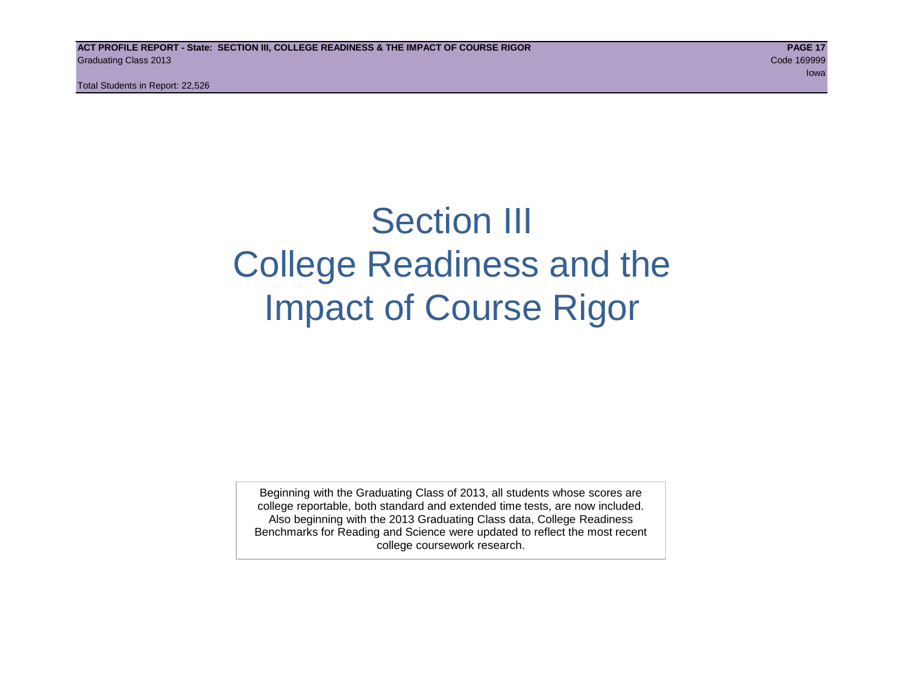# Section III
# College Readiness and the Impact of Course Rigor

Beginning with the Graduating Class of 2013, all students whose scores are college reportable, both standard and extended time tests, are now included. Also beginning with the 2013 Graduating Class data, College Readiness Benchmarks for Reading and Science were updated to reflect the most recent college coursework research.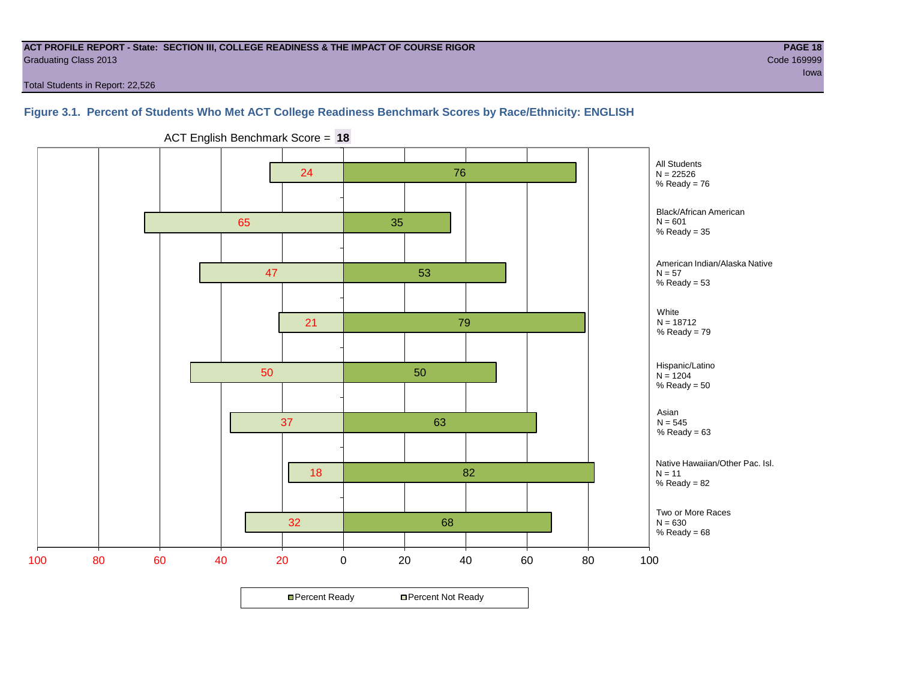**ACT PROFILE REPORT - State: SECTION III, COLLEGE READINESS & THE IMPACT OF COURSE RIGOR**

Graduating Class 2013

Code 169999

Iowa

Total Students in Report: 22,526

### Figure 3.1. Percent of Students Who Met ACT College Readiness Benchmark Scores by Race/Ethnicity: ENGLISH

ACT English Benchmark Score = **18**

| Group | N | Percent Not Ready | Percent Ready |
|---|---|---|---|
| All Students | 22526 | 24 | 76 |
| Black/African American | 601 | 65 | 35 |
| American Indian/Alaska Native | 57 | 47 | 53 |
| White | 18712 | 21 | 79 |
| Hispanic/Latino | 1204 | 50 | 50 |
| Asian | 545 | 37 | 63 |
| Native Hawaiian/Other Pac. Isl. | 11 | 18 | 82 |
| Two or More Races | 630 | 32 | 68 |

Percent Ready / Percent Not Ready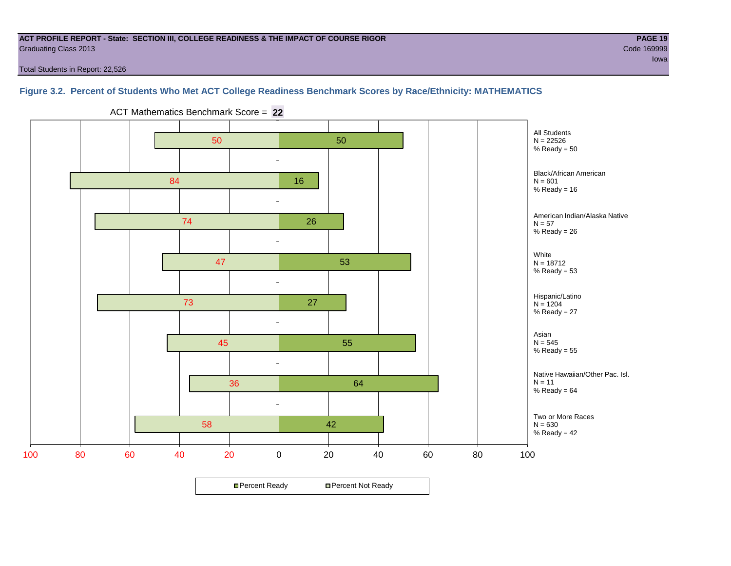**ACT PROFILE REPORT - State: SECTION III, COLLEGE READINESS & THE IMPACT OF COURSE RIGOR**
Graduating Class 2013
Code 169999
Iowa

Total Students in Report: 22,526

### Figure 3.2. Percent of Students Who Met ACT College Readiness Benchmark Scores by Race/Ethnicity: MATHEMATICS

ACT Mathematics Benchmark Score = **22**

| Group | N | Percent Not Ready | Percent Ready | % Ready |
|---|---|---|---|---|
| All Students | 22526 | 50 | 50 | 50 |
| Black/African American | 601 | 84 | 16 | 16 |
| American Indian/Alaska Native | 57 | 74 | 26 | 26 |
| White | 18712 | 47 | 53 | 53 |
| Hispanic/Latino | 1204 | 73 | 27 | 27 |
| Asian | 545 | 45 | 55 | 55 |
| Native Hawaiian/Other Pac. Isl. | 11 | 36 | 64 | 64 |
| Two or More Races | 630 | 58 | 42 | 42 |

Percent Ready | Percent Not Ready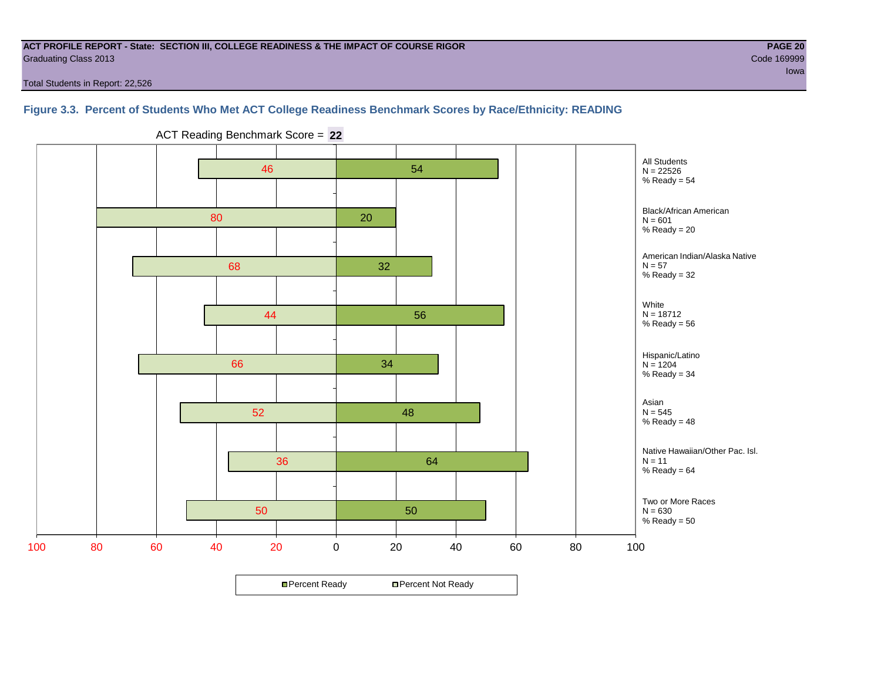**ACT PROFILE REPORT - State: SECTION III, COLLEGE READINESS & THE IMPACT OF COURSE RIGOR**
Graduating Class 2013
Code 169999
Iowa

Total Students in Report: 22,526

### Figure 3.3. Percent of Students Who Met ACT College Readiness Benchmark Scores by Race/Ethnicity: READING

ACT Reading Benchmark Score = **22**

| Group | N | Percent Not Ready | Percent Ready |
| --- | --- | --- | --- |
| All Students | 22526 | 46 | 54 |
| Black/African American | 601 | 80 | 20 |
| American Indian/Alaska Native | 57 | 68 | 32 |
| White | 18712 | 44 | 56 |
| Hispanic/Latino | 1204 | 66 | 34 |
| Asian | 545 | 52 | 48 |
| Native Hawaiian/Other Pac. Isl. | 11 | 36 | 64 |
| Two or More Races | 630 | 50 | 50 |

Percent Ready / Percent Not Ready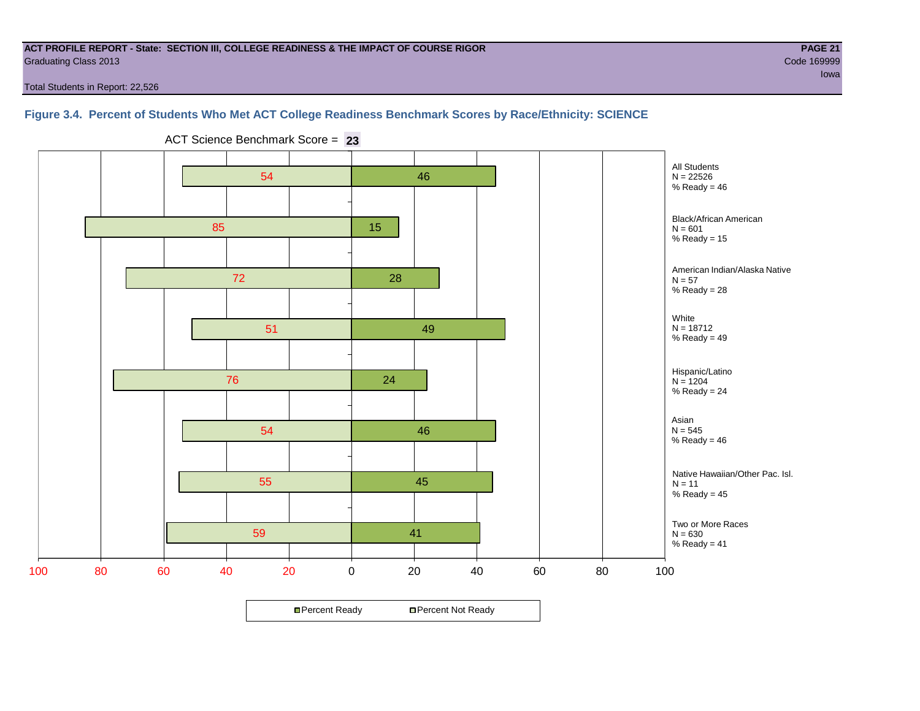**ACT PROFILE REPORT - State: SECTION III, COLLEGE READINESS & THE IMPACT OF COURSE RIGOR**
Graduating Class 2013

Code 169999
Iowa

Total Students in Report: 22,526

### Figure 3.4. Percent of Students Who Met ACT College Readiness Benchmark Scores by Race/Ethnicity: SCIENCE

ACT Science Benchmark Score = **23**

| Group | N | Percent Not Ready | Percent Ready |
|---|---|---|---|
| All Students | 22526 | 54 | 46 |
| Black/African American | 601 | 85 | 15 |
| American Indian/Alaska Native | 57 | 72 | 28 |
| White | 18712 | 51 | 49 |
| Hispanic/Latino | 1204 | 76 | 24 |
| Asian | 545 | 54 | 46 |
| Native Hawaiian/Other Pac. Isl. | 11 | 55 | 45 |
| Two or More Races | 630 | 59 | 41 |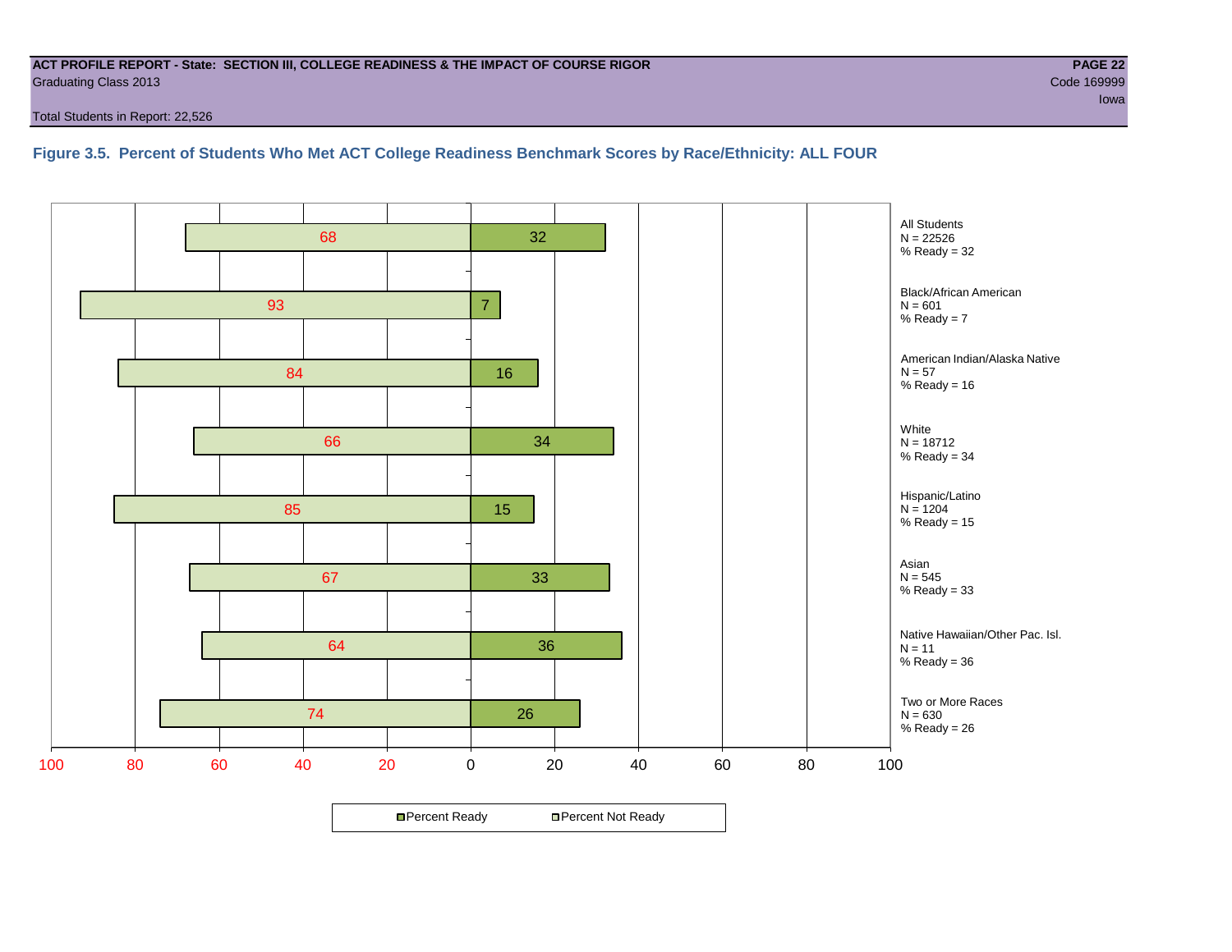**ACT PROFILE REPORT - State: SECTION III, COLLEGE READINESS & THE IMPACT OF COURSE RIGOR**
Graduating Class 2013
Code 169999
Iowa
Total Students in Report: 22,526

### Figure 3.5. Percent of Students Who Met ACT College Readiness Benchmark Scores by Race/Ethnicity: ALL FOUR

| Group | N | Percent Not Ready | Percent Ready |
|---|---|---|---|
| All Students | 22526 | 68 | 32 |
| Black/African American | 601 | 93 | 7 |
| American Indian/Alaska Native | 57 | 84 | 16 |
| White | 18712 | 66 | 34 |
| Hispanic/Latino | 1204 | 85 | 15 |
| Asian | 545 | 67 | 33 |
| Native Hawaiian/Other Pac. Isl. | 11 | 64 | 36 |
| Two or More Races | 630 | 74 | 26 |

Percent Ready | Percent Not Ready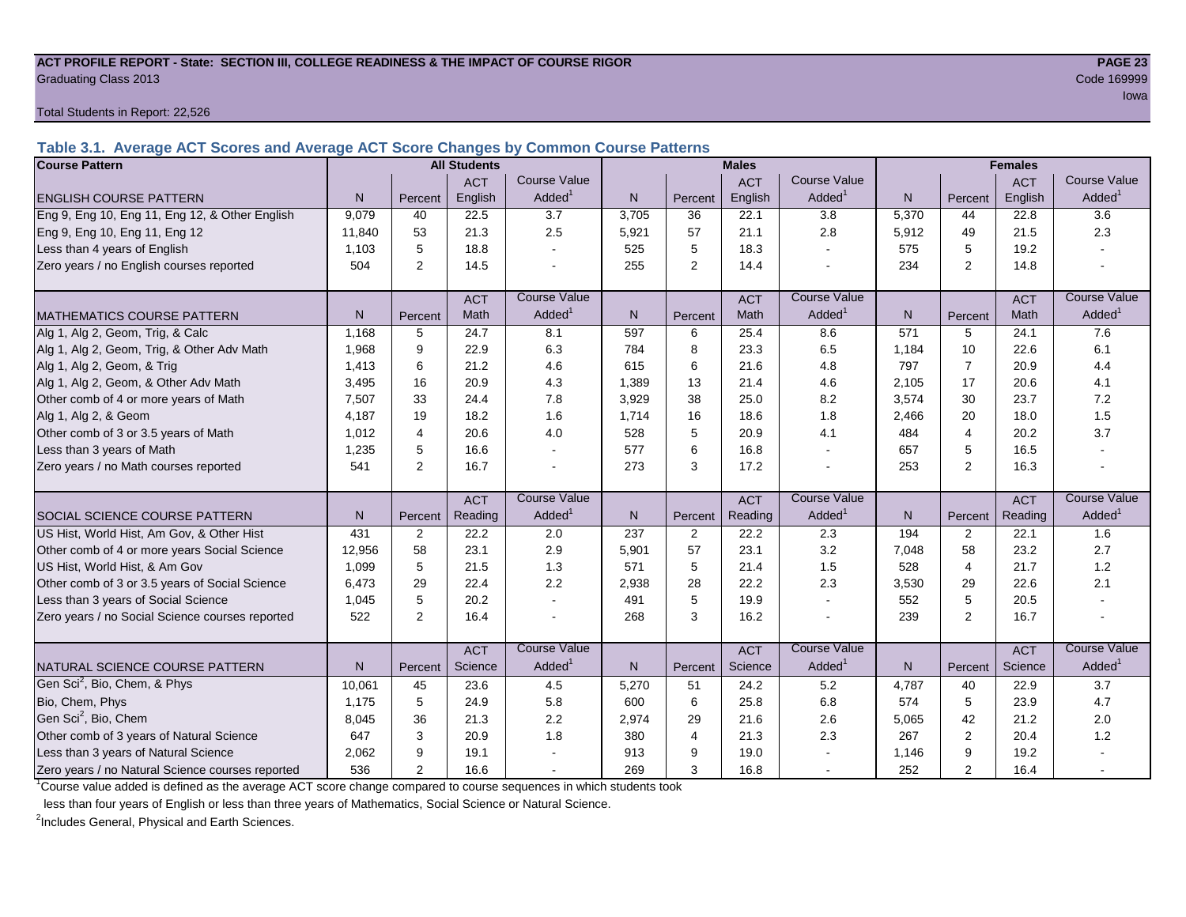**ACT PROFILE REPORT - State: SECTION III, COLLEGE READINESS & THE IMPACT OF COURSE RIGOR**
Graduating Class 2013
Code 169999
Iowa

Total Students in Report: 22,526

### Table 3.1. Average ACT Scores and Average ACT Score Changes by Common Course Patterns

| Course Pattern | All Students | | | | Males | | | | Females | | | |
|---|---|---|---|---|---|---|---|---|---|---|---|---|
| ENGLISH COURSE PATTERN | N | Percent | ACT English | Course Value Added[1] | N | Percent | ACT English | Course Value Added[1] | N | Percent | ACT English | Course Value Added[1] |
| Eng 9, Eng 10, Eng 11, Eng 12, & Other English | 9,079 | 40 | 22.5 | 3.7 | 3,705 | 36 | 22.1 | 3.8 | 5,370 | 44 | 22.8 | 3.6 |
| Eng 9, Eng 10, Eng 11, Eng 12 | 11,840 | 53 | 21.3 | 2.5 | 5,921 | 57 | 21.1 | 2.8 | 5,912 | 49 | 21.5 | 2.3 |
| Less than 4 years of English | 1,103 | 5 | 18.8 | - | 525 | 5 | 18.3 | - | 575 | 5 | 19.2 | - |
| Zero years / no English courses reported | 504 | 2 | 14.5 | - | 255 | 2 | 14.4 | - | 234 | 2 | 14.8 | - |
| MATHEMATICS COURSE PATTERN | N | Percent | ACT Math | Course Value Added[1] | N | Percent | ACT Math | Course Value Added[1] | N | Percent | ACT Math | Course Value Added[1] |
| Alg 1, Alg 2, Geom, Trig, & Calc | 1,168 | 5 | 24.7 | 8.1 | 597 | 6 | 25.4 | 8.6 | 571 | 5 | 24.1 | 7.6 |
| Alg 1, Alg 2, Geom, Trig, & Other Adv Math | 1,968 | 9 | 22.9 | 6.3 | 784 | 8 | 23.3 | 6.5 | 1,184 | 10 | 22.6 | 6.1 |
| Alg 1, Alg 2, Geom, & Trig | 1,413 | 6 | 21.2 | 4.6 | 615 | 6 | 21.6 | 4.8 | 797 | 7 | 20.9 | 4.4 |
| Alg 1, Alg 2, Geom, & Other Adv Math | 3,495 | 16 | 20.9 | 4.3 | 1,389 | 13 | 21.4 | 4.6 | 2,105 | 17 | 20.6 | 4.1 |
| Other comb of 4 or more years of Math | 7,507 | 33 | 24.4 | 7.8 | 3,929 | 38 | 25.0 | 8.2 | 3,574 | 30 | 23.7 | 7.2 |
| Alg 1, Alg 2, & Geom | 4,187 | 19 | 18.2 | 1.6 | 1,714 | 16 | 18.6 | 1.8 | 2,466 | 20 | 18.0 | 1.5 |
| Other comb of 3 or 3.5 years of Math | 1,012 | 4 | 20.6 | 4.0 | 528 | 5 | 20.9 | 4.1 | 484 | 4 | 20.2 | 3.7 |
| Less than 3 years of Math | 1,235 | 5 | 16.6 | - | 577 | 6 | 16.8 | - | 657 | 5 | 16.5 | - |
| Zero years / no Math courses reported | 541 | 2 | 16.7 | - | 273 | 3 | 17.2 | - | 253 | 2 | 16.3 | - |
| SOCIAL SCIENCE COURSE PATTERN | N | Percent | ACT Reading | Course Value Added[1] | N | Percent | ACT Reading | Course Value Added[1] | N | Percent | ACT Reading | Course Value Added[1] |
| US Hist, World Hist, Am Gov, & Other Hist | 431 | 2 | 22.2 | 2.0 | 237 | 2 | 22.2 | 2.3 | 194 | 2 | 22.1 | 1.6 |
| Other comb of 4 or more years Social Science | 12,956 | 58 | 23.1 | 2.9 | 5,901 | 57 | 23.1 | 3.2 | 7,048 | 58 | 23.2 | 2.7 |
| US Hist, World Hist, & Am Gov | 1,099 | 5 | 21.5 | 1.3 | 571 | 5 | 21.4 | 1.5 | 528 | 4 | 21.7 | 1.2 |
| Other comb of 3 or 3.5 years of Social Science | 6,473 | 29 | 22.4 | 2.2 | 2,938 | 28 | 22.2 | 2.3 | 3,530 | 29 | 22.6 | 2.1 |
| Less than 3 years of Social Science | 1,045 | 5 | 20.2 | - | 491 | 5 | 19.9 | - | 552 | 5 | 20.5 | - |
| Zero years / no Social Science courses reported | 522 | 2 | 16.4 | - | 268 | 3 | 16.2 | - | 239 | 2 | 16.7 | - |
| NATURAL SCIENCE COURSE PATTERN | N | Percent | ACT Science | Course Value Added[1] | N | Percent | ACT Science | Course Value Added[1] | N | Percent | ACT Science | Course Value Added[1] |
| Gen Sci[2], Bio, Chem, & Phys | 10,061 | 45 | 23.6 | 4.5 | 5,270 | 51 | 24.2 | 5.2 | 4,787 | 40 | 22.9 | 3.7 |
| Bio, Chem, Phys | 1,175 | 5 | 24.9 | 5.8 | 600 | 6 | 25.8 | 6.8 | 574 | 5 | 23.9 | 4.7 |
| Gen Sci[2], Bio, Chem | 8,045 | 36 | 21.3 | 2.2 | 2,974 | 29 | 21.6 | 2.6 | 5,065 | 42 | 21.2 | 2.0 |
| Other comb of 3 years of Natural Science | 647 | 3 | 20.9 | 1.8 | 380 | 4 | 21.3 | 2.3 | 267 | 2 | 20.4 | 1.2 |
| Less than 3 years of Natural Science | 2,062 | 9 | 19.1 | - | 913 | 9 | 19.0 | - | 1,146 | 9 | 19.2 | - |
| Zero years / no Natural Science courses reported | 536 | 2 | 16.6 | - | 269 | 3 | 16.8 | - | 252 | 2 | 16.4 | - |

[1]Course value added is defined as the average ACT score change compared to course sequences in which students took less than four years of English or less than three years of Mathematics, Social Science or Natural Science.

[2]Includes General, Physical and Earth Sciences.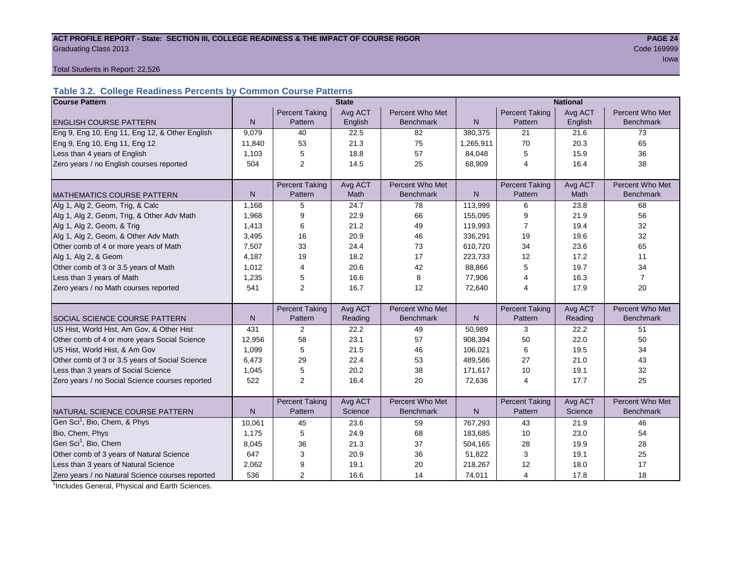**ACT PROFILE REPORT - State: SECTION III, COLLEGE READINESS & THE IMPACT OF COURSE RIGOR**

Graduating Class 2013

Code 169999

Iowa

Total Students in Report: 22,526

### Table 3.2. College Readiness Percents by Common Course Patterns

| Course Pattern | State | | | | National | | | |
|---|---|---|---|---|---|---|---|---|
| ENGLISH COURSE PATTERN | N | Percent Taking Pattern | Avg ACT English | Percent Who Met Benchmark | N | Percent Taking Pattern | Avg ACT English | Percent Who Met Benchmark |
| Eng 9, Eng 10, Eng 11, Eng 12, & Other English | 9,079 | 40 | 22.5 | 82 | 380,375 | 21 | 21.6 | 73 |
| Eng 9, Eng 10, Eng 11, Eng 12 | 11,840 | 53 | 21.3 | 75 | 1,265,911 | 70 | 20.3 | 65 |
| Less than 4 years of English | 1,103 | 5 | 18.8 | 57 | 84,048 | 5 | 15.9 | 36 |
| Zero years / no English courses reported | 504 | 2 | 14.5 | 25 | 68,909 | 4 | 16.4 | 38 |
| MATHEMATICS COURSE PATTERN | N | Percent Taking Pattern | Avg ACT Math | Percent Who Met Benchmark | N | Percent Taking Pattern | Avg ACT Math | Percent Who Met Benchmark |
| Alg 1, Alg 2, Geom, Trig, & Calc | 1,168 | 5 | 24.7 | 78 | 113,999 | 6 | 23.8 | 68 |
| Alg 1, Alg 2, Geom, Trig, & Other Adv Math | 1,968 | 9 | 22.9 | 66 | 155,095 | 9 | 21.9 | 56 |
| Alg 1, Alg 2, Geom, & Trig | 1,413 | 6 | 21.2 | 49 | 119,993 | 7 | 19.4 | 32 |
| Alg 1, Alg 2, Geom, & Other Adv Math | 3,495 | 16 | 20.9 | 46 | 336,291 | 19 | 19.6 | 32 |
| Other comb of 4 or more years of Math | 7,507 | 33 | 24.4 | 73 | 610,720 | 34 | 23.6 | 65 |
| Alg 1, Alg 2, & Geom | 4,187 | 19 | 18.2 | 17 | 223,733 | 12 | 17.2 | 11 |
| Other comb of 3 or 3.5 years of Math | 1,012 | 4 | 20.6 | 42 | 88,866 | 5 | 19.7 | 34 |
| Less than 3 years of Math | 1,235 | 5 | 16.6 | 8 | 77,906 | 4 | 16.3 | 7 |
| Zero years / no Math courses reported | 541 | 2 | 16.7 | 12 | 72,640 | 4 | 17.9 | 20 |
| SOCIAL SCIENCE COURSE PATTERN | N | Percent Taking Pattern | Avg ACT Reading | Percent Who Met Benchmark | N | Percent Taking Pattern | Avg ACT Reading | Percent Who Met Benchmark |
| US Hist, World Hist, Am Gov, & Other Hist | 431 | 2 | 22.2 | 49 | 50,989 | 3 | 22.2 | 51 |
| Other comb of 4 or more years Social Science | 12,956 | 58 | 23.1 | 57 | 908,394 | 50 | 22.0 | 50 |
| US Hist, World Hist, & Am Gov | 1,099 | 5 | 21.5 | 46 | 106,021 | 6 | 19.5 | 34 |
| Other comb of 3 or 3.5 years of Social Science | 6,473 | 29 | 22.4 | 53 | 489,586 | 27 | 21.0 | 43 |
| Less than 3 years of Social Science | 1,045 | 5 | 20.2 | 38 | 171,617 | 10 | 19.1 | 32 |
| Zero years / no Social Science courses reported | 522 | 2 | 16.4 | 20 | 72,636 | 4 | 17.7 | 25 |
| NATURAL SCIENCE COURSE PATTERN | N | Percent Taking Pattern | Avg ACT Science | Percent Who Met Benchmark | N | Percent Taking Pattern | Avg ACT Science | Percent Who Met Benchmark |
| Gen Sci[1], Bio, Chem, & Phys | 10,061 | 45 | 23.6 | 59 | 767,293 | 43 | 21.9 | 46 |
| Bio, Chem, Phys | 1,175 | 5 | 24.9 | 68 | 183,685 | 10 | 23.0 | 54 |
| Gen Sci[1], Bio, Chem | 8,045 | 36 | 21.3 | 37 | 504,165 | 28 | 19.9 | 28 |
| Other comb of 3 years of Natural Science | 647 | 3 | 20.9 | 36 | 51,822 | 3 | 19.1 | 25 |
| Less than 3 years of Natural Science | 2,062 | 9 | 19.1 | 20 | 218,267 | 12 | 18.0 | 17 |
| Zero years / no Natural Science courses reported | 536 | 2 | 16.6 | 14 | 74,011 | 4 | 17.8 | 18 |

[1]Includes General, Physical and Earth Sciences.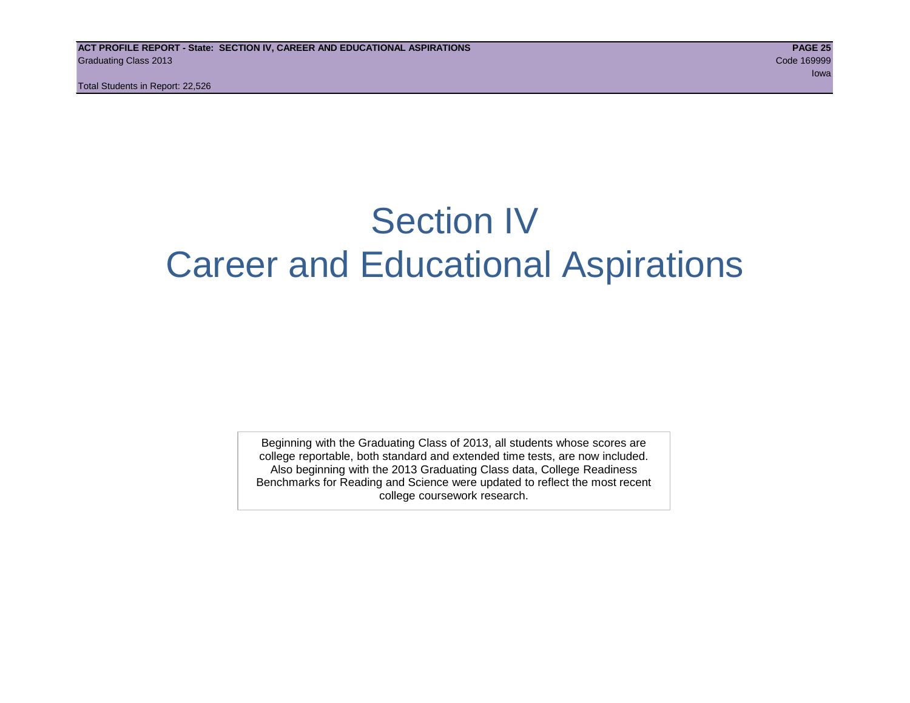# Section IV
# Career and Educational Aspirations

Beginning with the Graduating Class of 2013, all students whose scores are college reportable, both standard and extended time tests, are now included. Also beginning with the 2013 Graduating Class data, College Readiness Benchmarks for Reading and Science were updated to reflect the most recent college coursework research.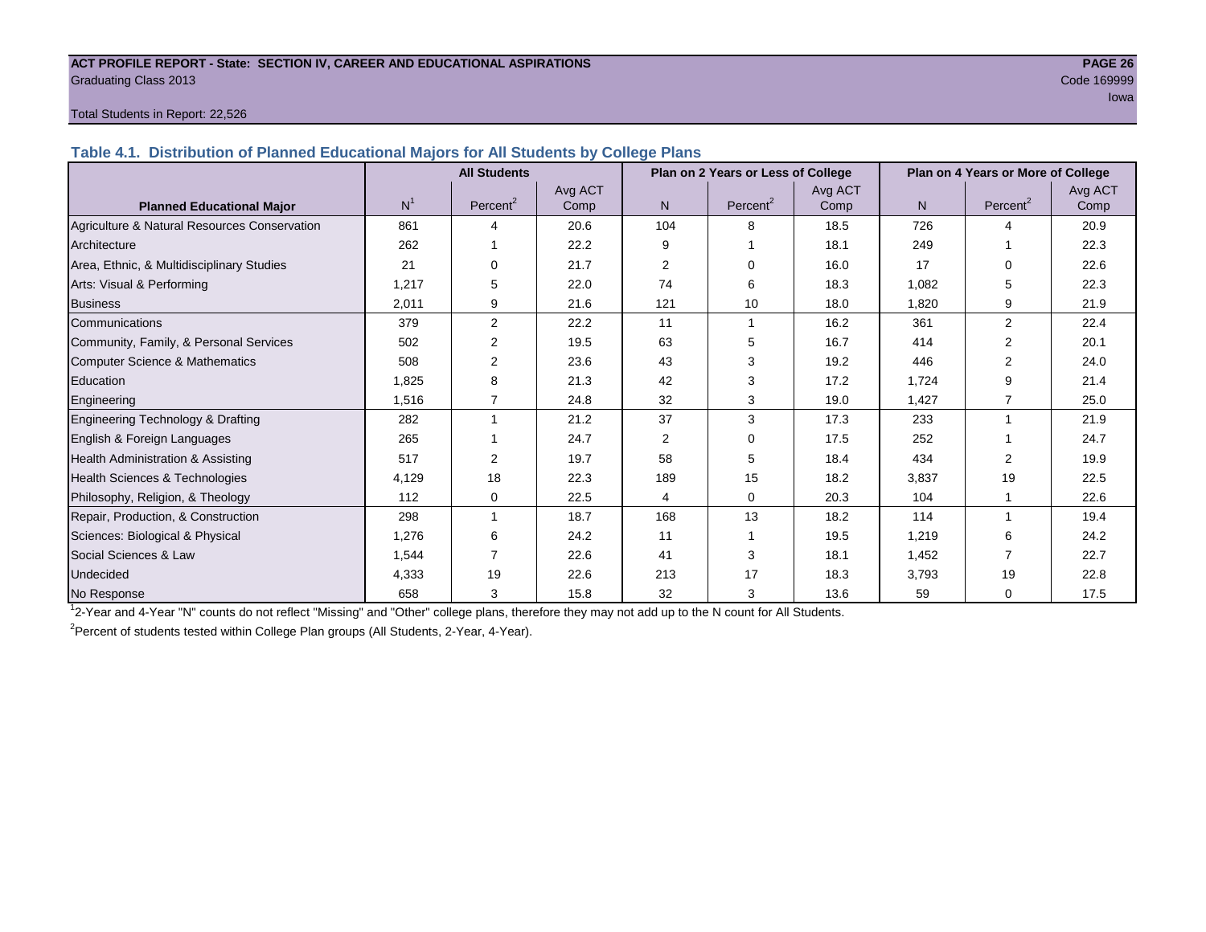**ACT PROFILE REPORT - State: SECTION IV, CAREER AND EDUCATIONAL ASPIRATIONS**
Graduating Class 2013
Code 169999
Iowa

Total Students in Report: 22,526

## Table 4.1. Distribution of Planned Educational Majors for All Students by College Plans

| Planned Educational Major | All Students | | | Plan on 2 Years or Less of College | | | Plan on 4 Years or More of College | | |
|---|---|---|---|---|---|---|---|---|---|
| | N[1] | Percent[2] | Avg ACT Comp | N | Percent[2] | Avg ACT Comp | N | Percent[2] | Avg ACT Comp |
| Agriculture & Natural Resources Conservation | 861 | 4 | 20.6 | 104 | 8 | 18.5 | 726 | 4 | 20.9 |
| Architecture | 262 | 1 | 22.2 | 9 | 1 | 18.1 | 249 | 1 | 22.3 |
| Area, Ethnic, & Multidisciplinary Studies | 21 | 0 | 21.7 | 2 | 0 | 16.0 | 17 | 0 | 22.6 |
| Arts: Visual & Performing | 1,217 | 5 | 22.0 | 74 | 6 | 18.3 | 1,082 | 5 | 22.3 |
| Business | 2,011 | 9 | 21.6 | 121 | 10 | 18.0 | 1,820 | 9 | 21.9 |
| Communications | 379 | 2 | 22.2 | 11 | 1 | 16.2 | 361 | 2 | 22.4 |
| Community, Family, & Personal Services | 502 | 2 | 19.5 | 63 | 5 | 16.7 | 414 | 2 | 20.1 |
| Computer Science & Mathematics | 508 | 2 | 23.6 | 43 | 3 | 19.2 | 446 | 2 | 24.0 |
| Education | 1,825 | 8 | 21.3 | 42 | 3 | 17.2 | 1,724 | 9 | 21.4 |
| Engineering | 1,516 | 7 | 24.8 | 32 | 3 | 19.0 | 1,427 | 7 | 25.0 |
| Engineering Technology & Drafting | 282 | 1 | 21.2 | 37 | 3 | 17.3 | 233 | 1 | 21.9 |
| English & Foreign Languages | 265 | 1 | 24.7 | 2 | 0 | 17.5 | 252 | 1 | 24.7 |
| Health Administration & Assisting | 517 | 2 | 19.7 | 58 | 5 | 18.4 | 434 | 2 | 19.9 |
| Health Sciences & Technologies | 4,129 | 18 | 22.3 | 189 | 15 | 18.2 | 3,837 | 19 | 22.5 |
| Philosophy, Religion, & Theology | 112 | 0 | 22.5 | 4 | 0 | 20.3 | 104 | 1 | 22.6 |
| Repair, Production, & Construction | 298 | 1 | 18.7 | 168 | 13 | 18.2 | 114 | 1 | 19.4 |
| Sciences: Biological & Physical | 1,276 | 6 | 24.2 | 11 | 1 | 19.5 | 1,219 | 6 | 24.2 |
| Social Sciences & Law | 1,544 | 7 | 22.6 | 41 | 3 | 18.1 | 1,452 | 7 | 22.7 |
| Undecided | 4,333 | 19 | 22.6 | 213 | 17 | 18.3 | 3,793 | 19 | 22.8 |
| No Response | 658 | 3 | 15.8 | 32 | 3 | 13.6 | 59 | 0 | 17.5 |

[1] 2-Year and 4-Year "N" counts do not reflect "Missing" and "Other" college plans, therefore they may not add up to the N count for All Students.

[2] Percent of students tested within College Plan groups (All Students, 2-Year, 4-Year).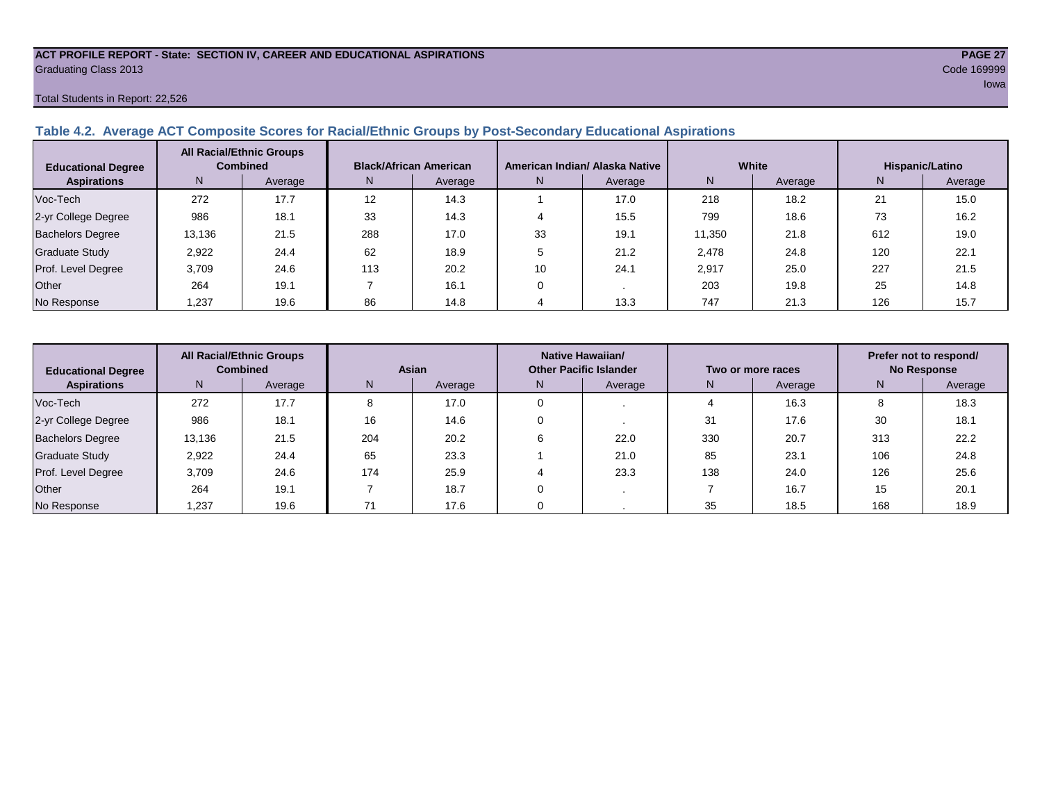ACT PROFILE REPORT - State: SECTION IV, CAREER AND EDUCATIONAL ASPIRATIONS

Graduating Class 2013

Code 169999

Iowa

Total Students in Report: 22,526

### Table 4.2. Average ACT Composite Scores for Racial/Ethnic Groups by Post-Secondary Educational Aspirations

| Educational Degree Aspirations | All Racial/Ethnic Groups Combined | | Black/African American | | American Indian/ Alaska Native | | White | | Hispanic/Latino | |
|---|---|---|---|---|---|---|---|---|---|---|
| | N | Average | N | Average | N | Average | N | Average | N | Average |
| Voc-Tech | 272 | 17.7 | 12 | 14.3 | 1 | 17.0 | 218 | 18.2 | 21 | 15.0 |
| 2-yr College Degree | 986 | 18.1 | 33 | 14.3 | 4 | 15.5 | 799 | 18.6 | 73 | 16.2 |
| Bachelors Degree | 13,136 | 21.5 | 288 | 17.0 | 33 | 19.1 | 11,350 | 21.8 | 612 | 19.0 |
| Graduate Study | 2,922 | 24.4 | 62 | 18.9 | 5 | 21.2 | 2,478 | 24.8 | 120 | 22.1 |
| Prof. Level Degree | 3,709 | 24.6 | 113 | 20.2 | 10 | 24.1 | 2,917 | 25.0 | 227 | 21.5 |
| Other | 264 | 19.1 | 7 | 16.1 | 0 | . | 203 | 19.8 | 25 | 14.8 |
| No Response | 1,237 | 19.6 | 86 | 14.8 | 4 | 13.3 | 747 | 21.3 | 126 | 15.7 |

| Educational Degree Aspirations | All Racial/Ethnic Groups Combined | | Asian | | Native Hawaiian/ Other Pacific Islander | | Two or more races | | Prefer not to respond/ No Response | |
|---|---|---|---|---|---|---|---|---|---|---|
| | N | Average | N | Average | N | Average | N | Average | N | Average |
| Voc-Tech | 272 | 17.7 | 8 | 17.0 | 0 | . | 4 | 16.3 | 8 | 18.3 |
| 2-yr College Degree | 986 | 18.1 | 16 | 14.6 | 0 | . | 31 | 17.6 | 30 | 18.1 |
| Bachelors Degree | 13,136 | 21.5 | 204 | 20.2 | 6 | 22.0 | 330 | 20.7 | 313 | 22.2 |
| Graduate Study | 2,922 | 24.4 | 65 | 23.3 | 1 | 21.0 | 85 | 23.1 | 106 | 24.8 |
| Prof. Level Degree | 3,709 | 24.6 | 174 | 25.9 | 4 | 23.3 | 138 | 24.0 | 126 | 25.6 |
| Other | 264 | 19.1 | 7 | 18.7 | 0 | . | 7 | 16.7 | 15 | 20.1 |
| No Response | 1,237 | 19.6 | 71 | 17.6 | 0 | . | 35 | 18.5 | 168 | 18.9 |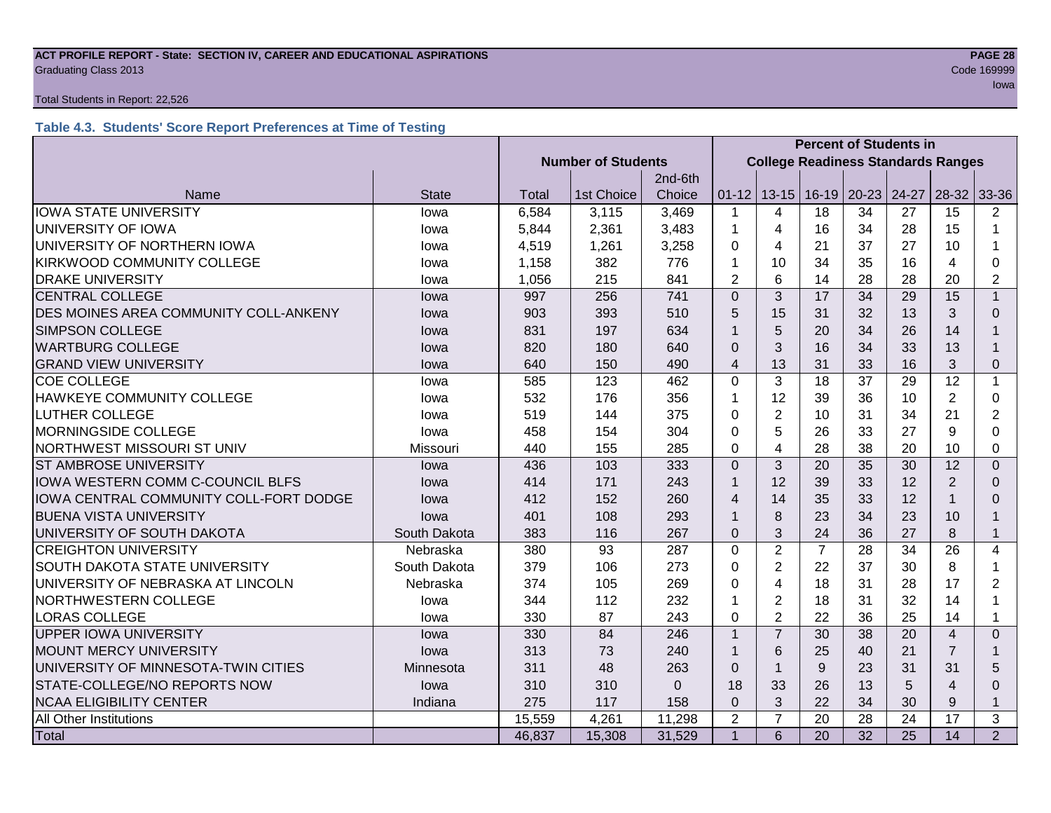Total Students in Report: 22,526

### Table 4.3. Students' Score Report Preferences at Time of Testing

| | | Number of Students | | | Percent of Students in College Readiness Standards Ranges | | | | | | |
|---|---|---|---|---|---|---|---|---|---|---|---|
| Name | State | Total | 1st Choice | 2nd-6th Choice | 01-12 | 13-15 | 16-19 | 20-23 | 24-27 | 28-32 | 33-36 |
| IOWA STATE UNIVERSITY | Iowa | 6,584 | 3,115 | 3,469 | 1 | 4 | 18 | 34 | 27 | 15 | 2 |
| UNIVERSITY OF IOWA | Iowa | 5,844 | 2,361 | 3,483 | 1 | 4 | 16 | 34 | 28 | 15 | 1 |
| UNIVERSITY OF NORTHERN IOWA | Iowa | 4,519 | 1,261 | 3,258 | 0 | 4 | 21 | 37 | 27 | 10 | 1 |
| KIRKWOOD COMMUNITY COLLEGE | Iowa | 1,158 | 382 | 776 | 1 | 10 | 34 | 35 | 16 | 4 | 0 |
| DRAKE UNIVERSITY | Iowa | 1,056 | 215 | 841 | 2 | 6 | 14 | 28 | 28 | 20 | 2 |
| CENTRAL COLLEGE | Iowa | 997 | 256 | 741 | 0 | 3 | 17 | 34 | 29 | 15 | 1 |
| DES MOINES AREA COMMUNITY COLL-ANKENY | Iowa | 903 | 393 | 510 | 5 | 15 | 31 | 32 | 13 | 3 | 0 |
| SIMPSON COLLEGE | Iowa | 831 | 197 | 634 | 1 | 5 | 20 | 34 | 26 | 14 | 1 |
| WARTBURG COLLEGE | Iowa | 820 | 180 | 640 | 0 | 3 | 16 | 34 | 33 | 13 | 1 |
| GRAND VIEW UNIVERSITY | Iowa | 640 | 150 | 490 | 4 | 13 | 31 | 33 | 16 | 3 | 0 |
| COE COLLEGE | Iowa | 585 | 123 | 462 | 0 | 3 | 18 | 37 | 29 | 12 | 1 |
| HAWKEYE COMMUNITY COLLEGE | Iowa | 532 | 176 | 356 | 1 | 12 | 39 | 36 | 10 | 2 | 0 |
| LUTHER COLLEGE | Iowa | 519 | 144 | 375 | 0 | 2 | 10 | 31 | 34 | 21 | 2 |
| MORNINGSIDE COLLEGE | Iowa | 458 | 154 | 304 | 0 | 5 | 26 | 33 | 27 | 9 | 0 |
| NORTHWEST MISSOURI ST UNIV | Missouri | 440 | 155 | 285 | 0 | 4 | 28 | 38 | 20 | 10 | 0 |
| ST AMBROSE UNIVERSITY | Iowa | 436 | 103 | 333 | 0 | 3 | 20 | 35 | 30 | 12 | 0 |
| IOWA WESTERN COMM C-COUNCIL BLFS | Iowa | 414 | 171 | 243 | 1 | 12 | 39 | 33 | 12 | 2 | 0 |
| IOWA CENTRAL COMMUNITY COLL-FORT DODGE | Iowa | 412 | 152 | 260 | 4 | 14 | 35 | 33 | 12 | 1 | 0 |
| BUENA VISTA UNIVERSITY | Iowa | 401 | 108 | 293 | 1 | 8 | 23 | 34 | 23 | 10 | 1 |
| UNIVERSITY OF SOUTH DAKOTA | South Dakota | 383 | 116 | 267 | 0 | 3 | 24 | 36 | 27 | 8 | 1 |
| CREIGHTON UNIVERSITY | Nebraska | 380 | 93 | 287 | 0 | 2 | 7 | 28 | 34 | 26 | 4 |
| SOUTH DAKOTA STATE UNIVERSITY | South Dakota | 379 | 106 | 273 | 0 | 2 | 22 | 37 | 30 | 8 | 1 |
| UNIVERSITY OF NEBRASKA AT LINCOLN | Nebraska | 374 | 105 | 269 | 0 | 4 | 18 | 31 | 28 | 17 | 2 |
| NORTHWESTERN COLLEGE | Iowa | 344 | 112 | 232 | 1 | 2 | 18 | 31 | 32 | 14 | 1 |
| LORAS COLLEGE | Iowa | 330 | 87 | 243 | 0 | 2 | 22 | 36 | 25 | 14 | 1 |
| UPPER IOWA UNIVERSITY | Iowa | 330 | 84 | 246 | 1 | 7 | 30 | 38 | 20 | 4 | 0 |
| MOUNT MERCY UNIVERSITY | Iowa | 313 | 73 | 240 | 1 | 6 | 25 | 40 | 21 | 7 | 1 |
| UNIVERSITY OF MINNESOTA-TWIN CITIES | Minnesota | 311 | 48 | 263 | 0 | 1 | 9 | 23 | 31 | 31 | 5 |
| STATE-COLLEGE/NO REPORTS NOW | Iowa | 310 | 310 | 0 | 18 | 33 | 26 | 13 | 5 | 4 | 0 |
| NCAA ELIGIBILITY CENTER | Indiana | 275 | 117 | 158 | 0 | 3 | 22 | 34 | 30 | 9 | 1 |
| All Other Institutions | | 15,559 | 4,261 | 11,298 | 2 | 7 | 20 | 28 | 24 | 17 | 3 |
| Total | | 46,837 | 15,308 | 31,529 | 1 | 6 | 20 | 32 | 25 | 14 | 2 |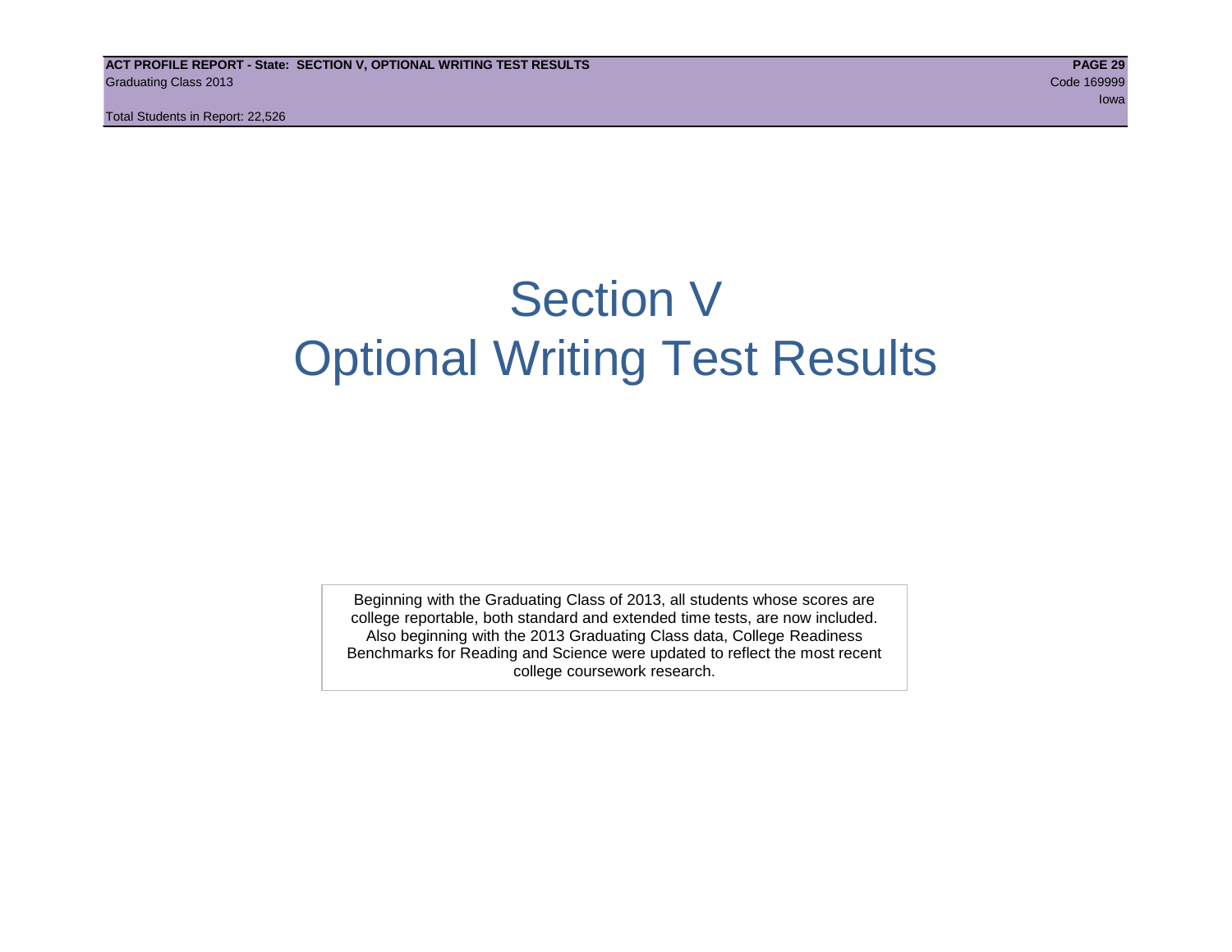# Section V
# Optional Writing Test Results

Beginning with the Graduating Class of 2013, all students whose scores are college reportable, both standard and extended time tests, are now included. Also beginning with the 2013 Graduating Class data, College Readiness Benchmarks for Reading and Science were updated to reflect the most recent college coursework research.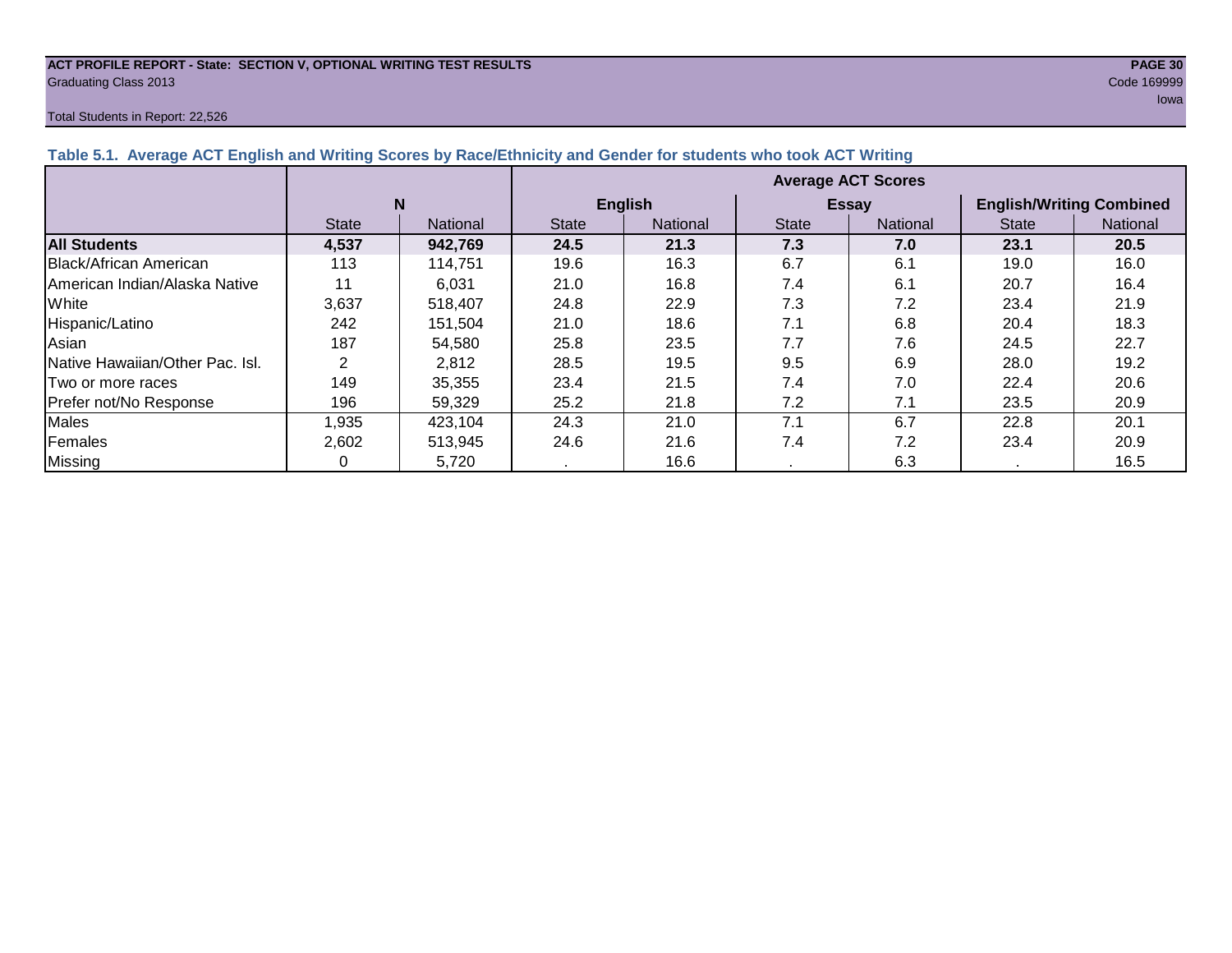**ACT PROFILE REPORT - State: SECTION V, OPTIONAL WRITING TEST RESULTS**
Graduating Class 2013
Code 169999
Iowa

Total Students in Report: 22,526

### Table 5.1. Average ACT English and Writing Scores by Race/Ethnicity and Gender for students who took ACT Writing

| | N | | Average ACT Scores | | | | | |
|---|---|---|---|---|---|---|---|---|
| | | | English | | Essay | | English/Writing Combined | |
| | State | National | State | National | State | National | State | National |
| **All Students** | **4,537** | **942,769** | **24.5** | **21.3** | **7.3** | **7.0** | **23.1** | **20.5** |
| Black/African American | 113 | 114,751 | 19.6 | 16.3 | 6.7 | 6.1 | 19.0 | 16.0 |
| American Indian/Alaska Native | 11 | 6,031 | 21.0 | 16.8 | 7.4 | 6.1 | 20.7 | 16.4 |
| White | 3,637 | 518,407 | 24.8 | 22.9 | 7.3 | 7.2 | 23.4 | 21.9 |
| Hispanic/Latino | 242 | 151,504 | 21.0 | 18.6 | 7.1 | 6.8 | 20.4 | 18.3 |
| Asian | 187 | 54,580 | 25.8 | 23.5 | 7.7 | 7.6 | 24.5 | 22.7 |
| Native Hawaiian/Other Pac. Isl. | 2 | 2,812 | 28.5 | 19.5 | 9.5 | 6.9 | 28.0 | 19.2 |
| Two or more races | 149 | 35,355 | 23.4 | 21.5 | 7.4 | 7.0 | 22.4 | 20.6 |
| Prefer not/No Response | 196 | 59,329 | 25.2 | 21.8 | 7.2 | 7.1 | 23.5 | 20.9 |
| Males | 1,935 | 423,104 | 24.3 | 21.0 | 7.1 | 6.7 | 22.8 | 20.1 |
| Females | 2,602 | 513,945 | 24.6 | 21.6 | 7.4 | 7.2 | 23.4 | 20.9 |
| Missing | 0 | 5,720 | . | 16.6 | . | 6.3 | . | 16.5 |